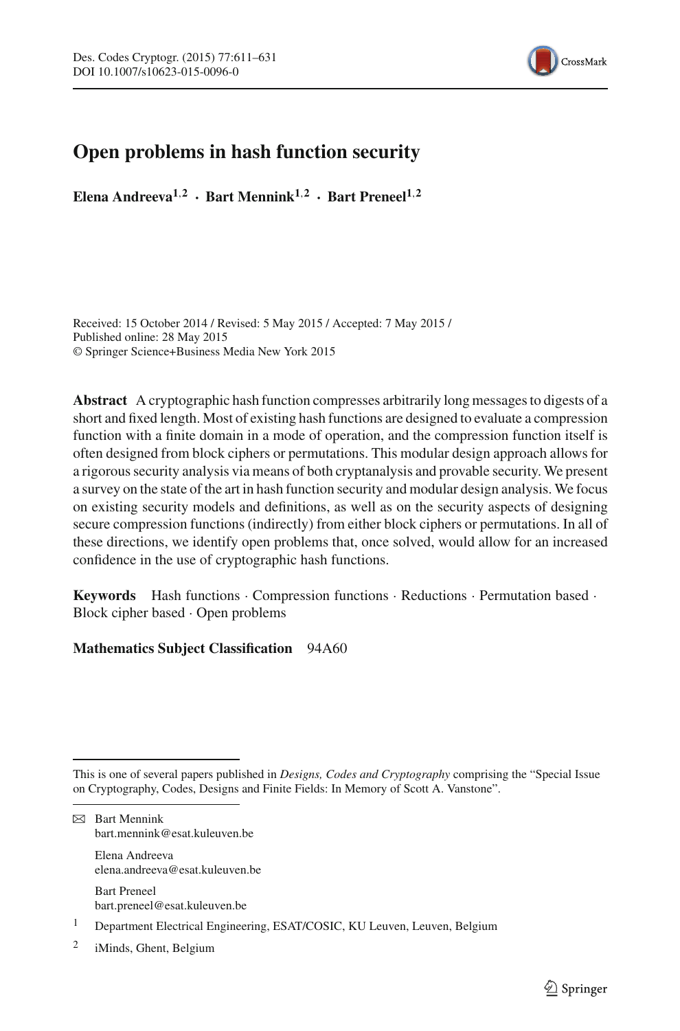# Open problems in hash function security

**Elena Andreeva**[1,2] · **Bart Mennink**[1,2] · **Bart Preneel**[1,2]

Received: 15 October 2014 / Revised: 5 May 2015 / Accepted: 7 May 2015 /
Published online: 28 May 2015
© Springer Science+Business Media New York 2015

**Abstract** A cryptographic hash function compresses arbitrarily long messages to digests of a short and fixed length. Most of existing hash functions are designed to evaluate a compression function with a finite domain in a mode of operation, and the compression function itself is often designed from block ciphers or permutations. This modular design approach allows for a rigorous security analysis via means of both cryptanalysis and provable security. We present a survey on the state of the art in hash function security and modular design analysis. We focus on existing security models and definitions, as well as on the security aspects of designing secure compression functions (indirectly) from either block ciphers or permutations. In all of these directions, we identify open problems that, once solved, would allow for an increased confidence in the use of cryptographic hash functions.

**Keywords** Hash functions · Compression functions · Reductions · Permutation based · Block cipher based · Open problems

**Mathematics Subject Classification** 94A60

---

This is one of several papers published in *Designs, Codes and Cryptography* comprising the "Special Issue on Cryptography, Codes, Designs and Finite Fields: In Memory of Scott A. Vanstone".

✉ Bart Mennink
bart.mennink@esat.kuleuven.be

Elena Andreeva
elena.andreeva@esat.kuleuven.be

Bart Preneel
bart.preneel@esat.kuleuven.be

[1] Department Electrical Engineering, ESAT/COSIC, KU Leuven, Leuven, Belgium

[2] iMinds, Ghent, Belgium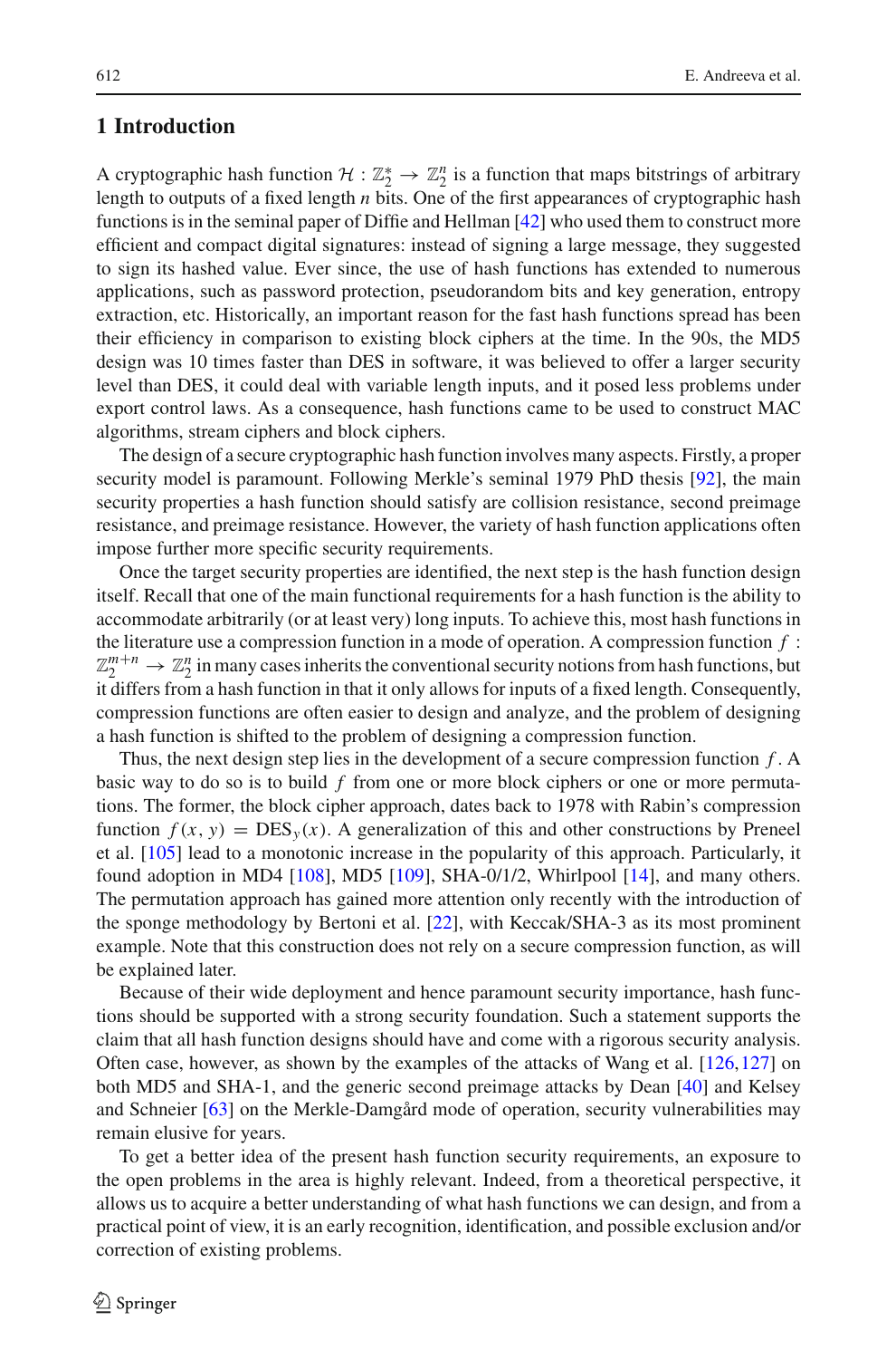## 1 Introduction

A cryptographic hash function $\mathcal{H} : \mathbb{Z}_2^* \rightarrow \mathbb{Z}_2^n$ is a function that maps bitstrings of arbitrary length to outputs of a fixed length $n$ bits. One of the first appearances of cryptographic hash functions is in the seminal paper of Diffie and Hellman [42] who used them to construct more efficient and compact digital signatures: instead of signing a large message, they suggested to sign its hashed value. Ever since, the use of hash functions has extended to numerous applications, such as password protection, pseudorandom bits and key generation, entropy extraction, etc. Historically, an important reason for the fast hash functions spread has been their efficiency in comparison to existing block ciphers at the time. In the 90s, the MD5 design was 10 times faster than DES in software, it was believed to offer a larger security level than DES, it could deal with variable length inputs, and it posed less problems under export control laws. As a consequence, hash functions came to be used to construct MAC algorithms, stream ciphers and block ciphers.

The design of a secure cryptographic hash function involves many aspects. Firstly, a proper security model is paramount. Following Merkle's seminal 1979 PhD thesis [92], the main security properties a hash function should satisfy are collision resistance, second preimage resistance, and preimage resistance. However, the variety of hash function applications often impose further more specific security requirements.

Once the target security properties are identified, the next step is the hash function design itself. Recall that one of the main functional requirements for a hash function is the ability to accommodate arbitrarily (or at least very) long inputs. To achieve this, most hash functions in the literature use a compression function in a mode of operation. A compression function $f : \mathbb{Z}_2^{m+n} \rightarrow \mathbb{Z}_2^n$ in many cases inherits the conventional security notions from hash functions, but it differs from a hash function in that it only allows for inputs of a fixed length. Consequently, compression functions are often easier to design and analyze, and the problem of designing a hash function is shifted to the problem of designing a compression function.

Thus, the next design step lies in the development of a secure compression function $f$. A basic way to do so is to build $f$ from one or more block ciphers or one or more permutations. The former, the block cipher approach, dates back to 1978 with Rabin's compression function $f(x, y) = \mathrm{DES}_y(x)$. A generalization of this and other constructions by Preneel et al. [105] lead to a monotonic increase in the popularity of this approach. Particularly, it found adoption in MD4 [108], MD5 [109], SHA-0/1/2, Whirlpool [14], and many others. The permutation approach has gained more attention only recently with the introduction of the sponge methodology by Bertoni et al. [22], with Keccak/SHA-3 as its most prominent example. Note that this construction does not rely on a secure compression function, as will be explained later.

Because of their wide deployment and hence paramount security importance, hash functions should be supported with a strong security foundation. Such a statement supports the claim that all hash function designs should have and come with a rigorous security analysis. Often case, however, as shown by the examples of the attacks of Wang et al. [126,127] on both MD5 and SHA-1, and the generic second preimage attacks by Dean [40] and Kelsey and Schneier [63] on the Merkle-Damgård mode of operation, security vulnerabilities may remain elusive for years.

To get a better idea of the present hash function security requirements, an exposure to the open problems in the area is highly relevant. Indeed, from a theoretical perspective, it allows us to acquire a better understanding of what hash functions we can design, and from a practical point of view, it is an early recognition, identification, and possible exclusion and/or correction of existing problems.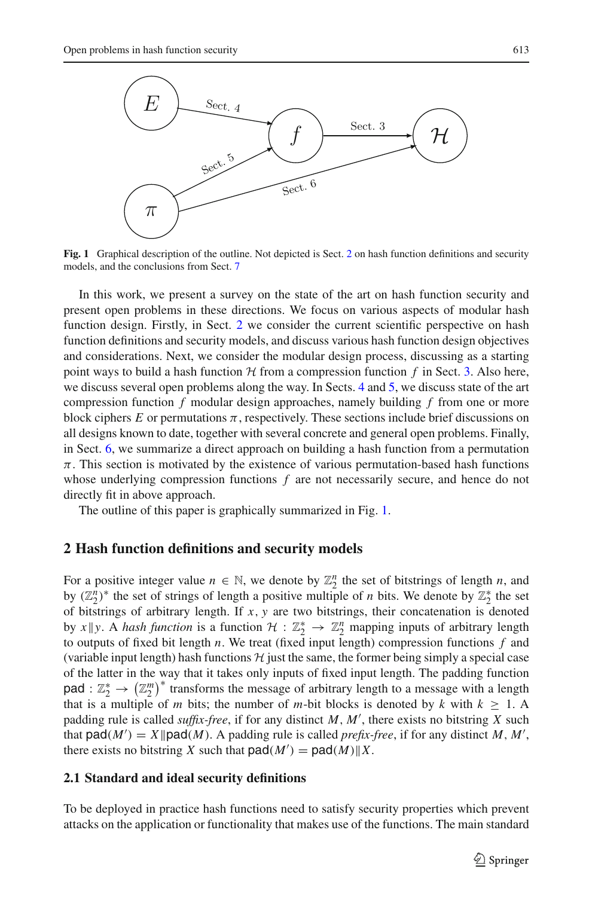Fig. 1 Graphical description of the outline. Not depicted is Sect. 2 on hash function definitions and security models, and the conclusions from Sect. 7

In this work, we present a survey on the state of the art on hash function security and present open problems in these directions. We focus on various aspects of modular hash function design. Firstly, in Sect. 2 we consider the current scientific perspective on hash function definitions and security models, and discuss various hash function design objectives and considerations. Next, we consider the modular design process, discussing as a starting point ways to build a hash function $\mathcal{H}$ from a compression function $f$ in Sect. 3. Also here, we discuss several open problems along the way. In Sects. 4 and 5, we discuss state of the art compression function $f$ modular design approaches, namely building $f$ from one or more block ciphers $E$ or permutations $\pi$, respectively. These sections include brief discussions on all designs known to date, together with several concrete and general open problems. Finally, in Sect. 6, we summarize a direct approach on building a hash function from a permutation $\pi$. This section is motivated by the existence of various permutation-based hash functions whose underlying compression functions $f$ are not necessarily secure, and hence do not directly fit in above approach.

The outline of this paper is graphically summarized in Fig. 1.

## 2 Hash function definitions and security models

For a positive integer value $n \in \mathbb{N}$, we denote by $\mathbb{Z}_2^n$ the set of bitstrings of length $n$, and by $(\mathbb{Z}_2^n)^*$ the set of strings of length a positive multiple of $n$ bits. We denote by $\mathbb{Z}_2^*$ the set of bitstrings of arbitrary length. If $x, y$ are two bitstrings, their concatenation is denoted by $x\|y$. A *hash function* is a function $\mathcal{H} : \mathbb{Z}_2^* \rightarrow \mathbb{Z}_2^n$ mapping inputs of arbitrary length to outputs of fixed bit length $n$. We treat (fixed input length) compression functions $f$ and (variable input length) hash functions $\mathcal{H}$ just the same, the former being simply a special case of the latter in the way that it takes only inputs of fixed input length. The padding function $\mathsf{pad} : \mathbb{Z}_2^* \rightarrow \left(\mathbb{Z}_2^m\right)^*$ transforms the message of arbitrary length to a message with a length that is a multiple of $m$ bits; the number of $m$-bit blocks is denoted by $k$ with $k \geq 1$. A padding rule is called *suffix-free*, if for any distinct $M, M'$, there exists no bitstring $X$ such that $\mathsf{pad}(M') = X\|\mathsf{pad}(M)$. A padding rule is called *prefix-free*, if for any distinct $M, M'$, there exists no bitstring $X$ such that $\mathsf{pad}(M') = \mathsf{pad}(M)\|X$.

### 2.1 Standard and ideal security definitions

To be deployed in practice hash functions need to satisfy security properties which prevent attacks on the application or functionality that makes use of the functions. The main standard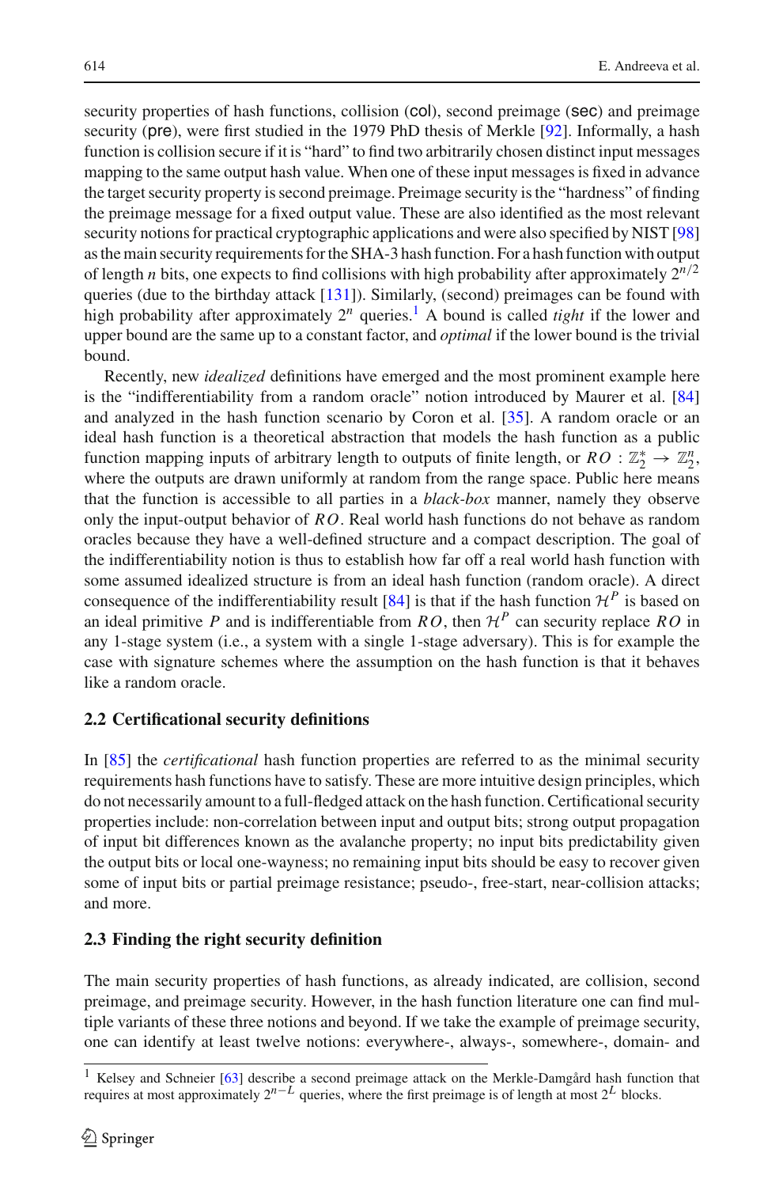security properties of hash functions, collision (col), second preimage (sec) and preimage security (pre), were first studied in the 1979 PhD thesis of Merkle [92]. Informally, a hash function is collision secure if it is "hard" to find two arbitrarily chosen distinct input messages mapping to the same output hash value. When one of these input messages is fixed in advance the target security property is second preimage. Preimage security is the "hardness" of finding the preimage message for a fixed output value. These are also identified as the most relevant security notions for practical cryptographic applications and were also specified by NIST [98] as the main security requirements for the SHA-3 hash function. For a hash function with output of length $n$ bits, one expects to find collisions with high probability after approximately $2^{n/2}$ queries (due to the birthday attack [131]). Similarly, (second) preimages can be found with high probability after approximately $2^n$ queries.[1] A bound is called *tight* if the lower and upper bound are the same up to a constant factor, and *optimal* if the lower bound is the trivial bound.

Recently, new *idealized* definitions have emerged and the most prominent example here is the "indifferentiability from a random oracle" notion introduced by Maurer et al. [84] and analyzed in the hash function scenario by Coron et al. [35]. A random oracle or an ideal hash function is a theoretical abstraction that models the hash function as a public function mapping inputs of arbitrary length to outputs of finite length, or $RO : \mathbb{Z}_2^* \rightarrow \mathbb{Z}_2^n$, where the outputs are drawn uniformly at random from the range space. Public here means that the function is accessible to all parties in a *black-box* manner, namely they observe only the input-output behavior of $RO$. Real world hash functions do not behave as random oracles because they have a well-defined structure and a compact description. The goal of the indifferentiability notion is thus to establish how far off a real world hash function with some assumed idealized structure is from an ideal hash function (random oracle). A direct consequence of the indifferentiability result [84] is that if the hash function $\mathcal{H}^P$ is based on an ideal primitive $P$ and is indifferentiable from $RO$, then $\mathcal{H}^P$ can security replace $RO$ in any 1-stage system (i.e., a system with a single 1-stage adversary). This is for example the case with signature schemes where the assumption on the hash function is that it behaves like a random oracle.

### 2.2 Certificational security definitions

In [85] the *certificational* hash function properties are referred to as the minimal security requirements hash functions have to satisfy. These are more intuitive design principles, which do not necessarily amount to a full-fledged attack on the hash function. Certificational security properties include: non-correlation between input and output bits; strong output propagation of input bit differences known as the avalanche property; no input bits predictability given the output bits or local one-wayness; no remaining input bits should be easy to recover given some of input bits or partial preimage resistance; pseudo-, free-start, near-collision attacks; and more.

### 2.3 Finding the right security definition

The main security properties of hash functions, as already indicated, are collision, second preimage, and preimage security. However, in the hash function literature one can find multiple variants of these three notions and beyond. If we take the example of preimage security, one can identify at least twelve notions: everywhere-, always-, somewhere-, domain- and

[1] Kelsey and Schneier [63] describe a second preimage attack on the Merkle-Damgård hash function that requires at most approximately $2^{n-L}$ queries, where the first preimage is of length at most $2^L$ blocks.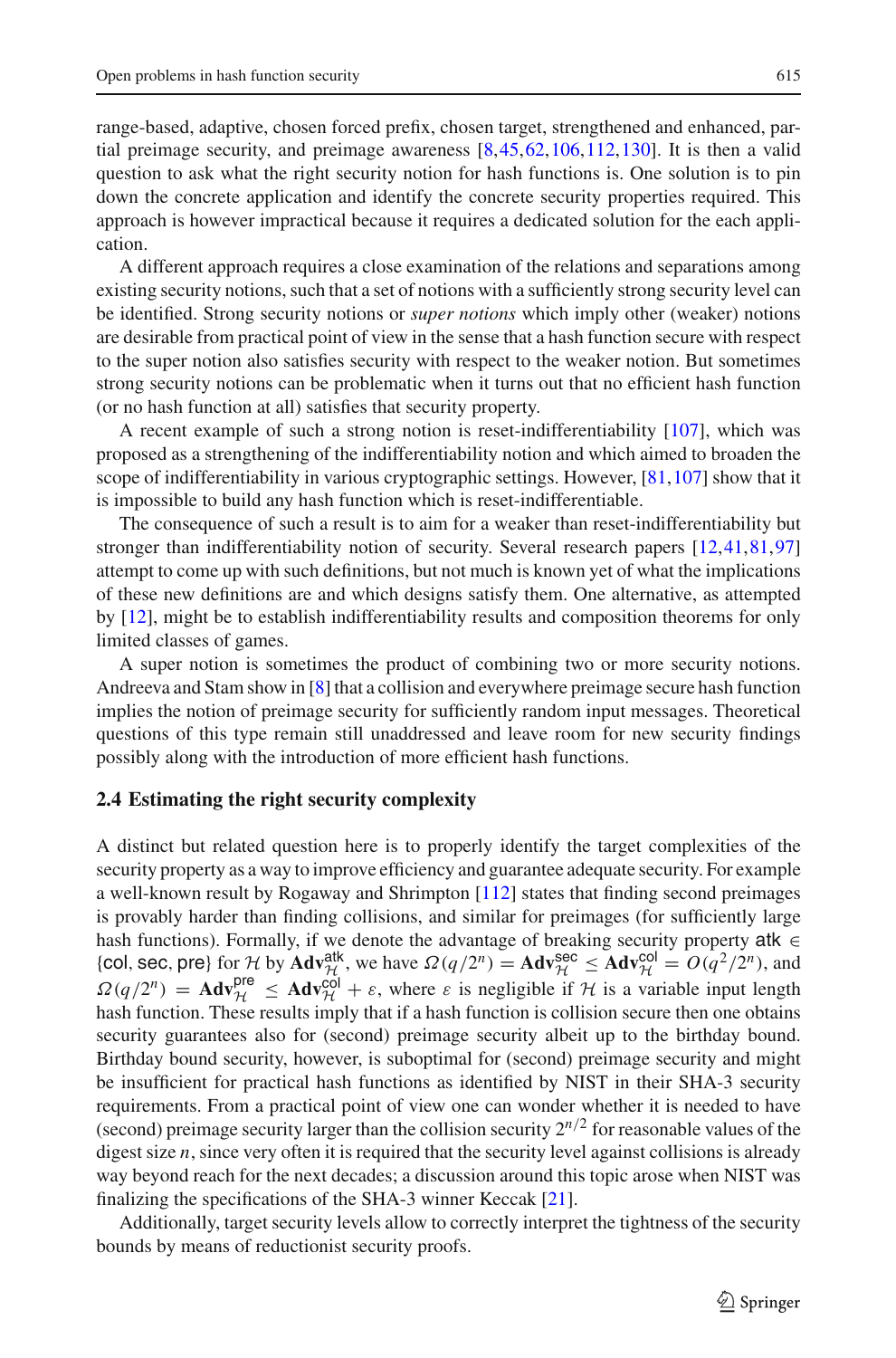range-based, adaptive, chosen forced prefix, chosen target, strengthened and enhanced, partial preimage security, and preimage awareness [8,45,62,106,112,130]. It is then a valid question to ask what the right security notion for hash functions is. One solution is to pin down the concrete application and identify the concrete security properties required. This approach is however impractical because it requires a dedicated solution for the each application.

A different approach requires a close examination of the relations and separations among existing security notions, such that a set of notions with a sufficiently strong security level can be identified. Strong security notions or *super notions* which imply other (weaker) notions are desirable from practical point of view in the sense that a hash function secure with respect to the super notion also satisfies security with respect to the weaker notion. But sometimes strong security notions can be problematic when it turns out that no efficient hash function (or no hash function at all) satisfies that security property.

A recent example of such a strong notion is reset-indifferentiability [107], which was proposed as a strengthening of the indifferentiability notion and which aimed to broaden the scope of indifferentiability in various cryptographic settings. However, [81,107] show that it is impossible to build any hash function which is reset-indifferentiable.

The consequence of such a result is to aim for a weaker than reset-indifferentiability but stronger than indifferentiability notion of security. Several research papers [12,41,81,97] attempt to come up with such definitions, but not much is known yet of what the implications of these new definitions are and which designs satisfy them. One alternative, as attempted by [12], might be to establish indifferentiability results and composition theorems for only limited classes of games.

A super notion is sometimes the product of combining two or more security notions. Andreeva and Stam show in [8] that a collision and everywhere preimage secure hash function implies the notion of preimage security for sufficiently random input messages. Theoretical questions of this type remain still unaddressed and leave room for new security findings possibly along with the introduction of more efficient hash functions.

### 2.4 Estimating the right security complexity

A distinct but related question here is to properly identify the target complexities of the security property as a way to improve efficiency and guarantee adequate security. For example a well-known result by Rogaway and Shrimpton [112] states that finding second preimages is provably harder than finding collisions, and similar for preimages (for sufficiently large hash functions). Formally, if we denote the advantage of breaking security property $\mathsf{atk} \in \{\mathsf{col}, \mathsf{sec}, \mathsf{pre}\}$ for $\mathcal{H}$ by $\mathbf{Adv}_{\mathcal{H}}^{\mathsf{atk}}$, we have $\Omega(q/2^n) = \mathbf{Adv}_{\mathcal{H}}^{\mathsf{sec}} \leq \mathbf{Adv}_{\mathcal{H}}^{\mathsf{col}} = O(q^2/2^n)$, and $\Omega(q/2^n) = \mathbf{Adv}_{\mathcal{H}}^{\mathsf{pre}} \leq \mathbf{Adv}_{\mathcal{H}}^{\mathsf{col}} + \varepsilon$, where $\varepsilon$ is negligible if $\mathcal{H}$ is a variable input length hash function. These results imply that if a hash function is collision secure then one obtains security guarantees also for (second) preimage security albeit up to the birthday bound. Birthday bound security, however, is suboptimal for (second) preimage security and might be insufficient for practical hash functions as identified by NIST in their SHA-3 security requirements. From a practical point of view one can wonder whether it is needed to have (second) preimage security larger than the collision security $2^{n/2}$ for reasonable values of the digest size $n$, since very often it is required that the security level against collisions is already way beyond reach for the next decades; a discussion around this topic arose when NIST was finalizing the specifications of the SHA-3 winner Keccak [21].

Additionally, target security levels allow to correctly interpret the tightness of the security bounds by means of reductionist security proofs.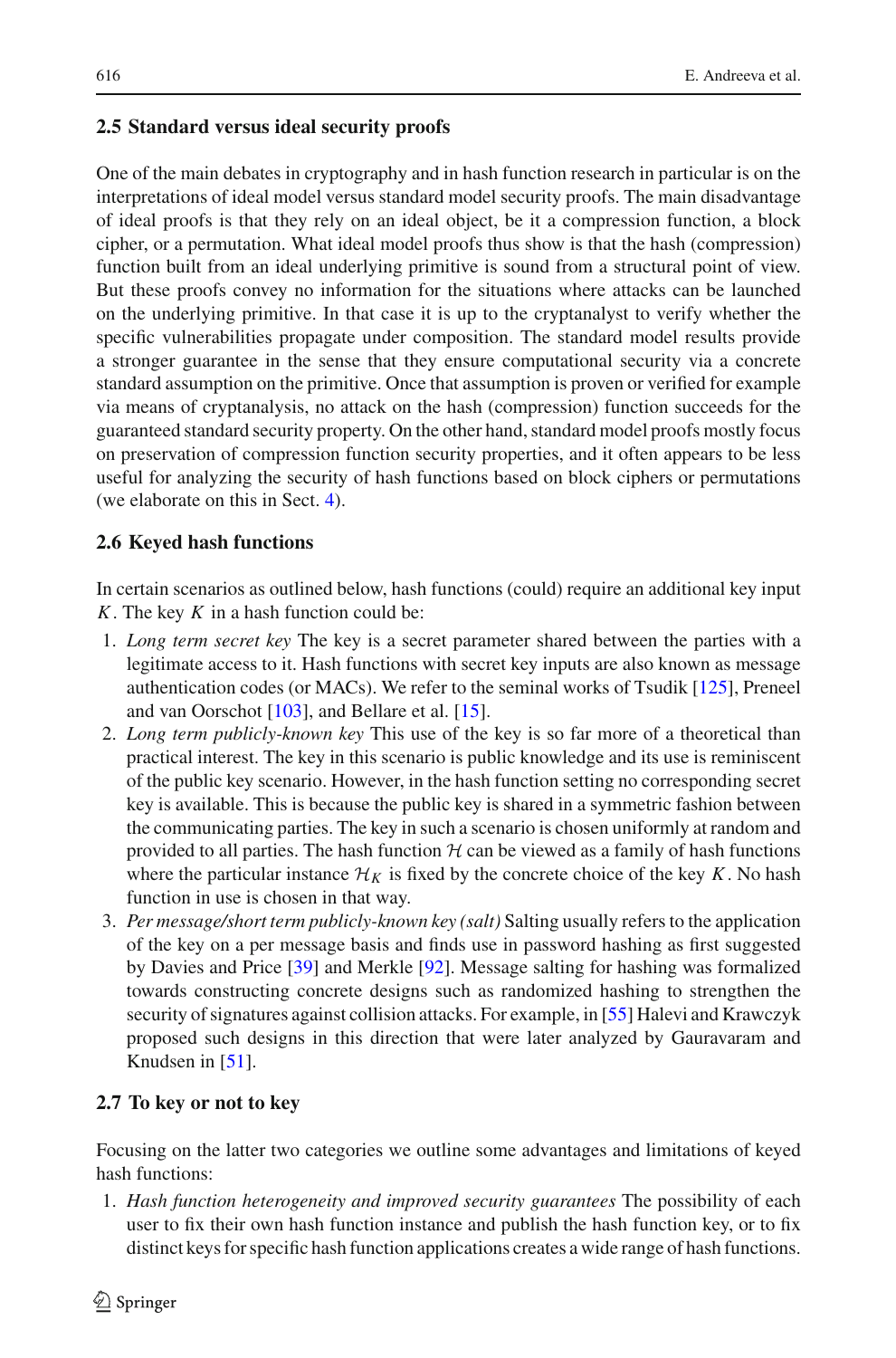### 2.5 Standard versus ideal security proofs

One of the main debates in cryptography and in hash function research in particular is on the interpretations of ideal model versus standard model security proofs. The main disadvantage of ideal proofs is that they rely on an ideal object, be it a compression function, a block cipher, or a permutation. What ideal model proofs thus show is that the hash (compression) function built from an ideal underlying primitive is sound from a structural point of view. But these proofs convey no information for the situations where attacks can be launched on the underlying primitive. In that case it is up to the cryptanalyst to verify whether the specific vulnerabilities propagate under composition. The standard model results provide a stronger guarantee in the sense that they ensure computational security via a concrete standard assumption on the primitive. Once that assumption is proven or verified for example via means of cryptanalysis, no attack on the hash (compression) function succeeds for the guaranteed standard security property. On the other hand, standard model proofs mostly focus on preservation of compression function security properties, and it often appears to be less useful for analyzing the security of hash functions based on block ciphers or permutations (we elaborate on this in Sect. 4).

### 2.6 Keyed hash functions

In certain scenarios as outlined below, hash functions (could) require an additional key input $K$. The key $K$ in a hash function could be:

1. *Long term secret key* The key is a secret parameter shared between the parties with a legitimate access to it. Hash functions with secret key inputs are also known as message authentication codes (or MACs). We refer to the seminal works of Tsudik [125], Preneel and van Oorschot [103], and Bellare et al. [15].
2. *Long term publicly-known key* This use of the key is so far more of a theoretical than practical interest. The key in this scenario is public knowledge and its use is reminiscent of the public key scenario. However, in the hash function setting no corresponding secret key is available. This is because the public key is shared in a symmetric fashion between the communicating parties. The key in such a scenario is chosen uniformly at random and provided to all parties. The hash function $\mathcal{H}$ can be viewed as a family of hash functions where the particular instance $\mathcal{H}_K$ is fixed by the concrete choice of the key $K$. No hash function in use is chosen in that way.
3. *Per message/short term publicly-known key (salt)* Salting usually refers to the application of the key on a per message basis and finds use in password hashing as first suggested by Davies and Price [39] and Merkle [92]. Message salting for hashing was formalized towards constructing concrete designs such as randomized hashing to strengthen the security of signatures against collision attacks. For example, in [55] Halevi and Krawczyk proposed such designs in this direction that were later analyzed by Gauravaram and Knudsen in [51].

### 2.7 To key or not to key

Focusing on the latter two categories we outline some advantages and limitations of keyed hash functions:

1. *Hash function heterogeneity and improved security guarantees* The possibility of each user to fix their own hash function instance and publish the hash function key, or to fix distinct keys for specific hash function applications creates a wide range of hash functions.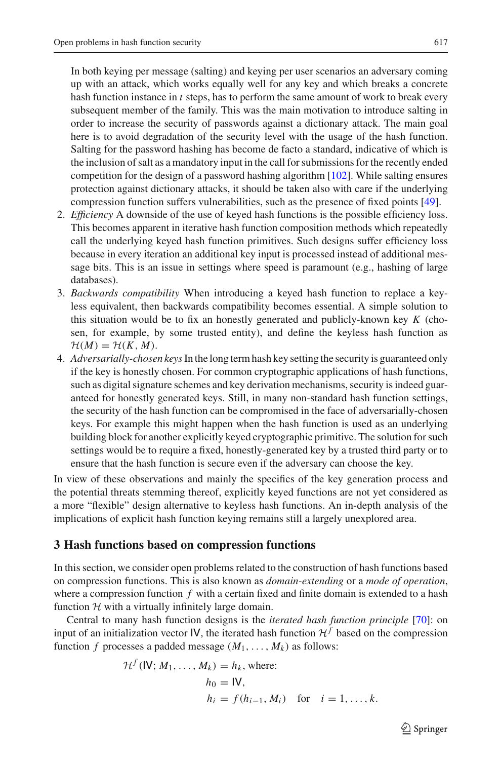In both keying per message (salting) and keying per user scenarios an adversary coming up with an attack, which works equally well for any key and which breaks a concrete hash function instance in $t$ steps, has to perform the same amount of work to break every subsequent member of the family. This was the main motivation to introduce salting in order to increase the security of passwords against a dictionary attack. The main goal here is to avoid degradation of the security level with the usage of the hash function. Salting for the password hashing has become de facto a standard, indicative of which is the inclusion of salt as a mandatory input in the call for submissions for the recently ended competition for the design of a password hashing algorithm [102]. While salting ensures protection against dictionary attacks, it should be taken also with care if the underlying compression function suffers vulnerabilities, such as the presence of fixed points [49].

2. *Efficiency* A downside of the use of keyed hash functions is the possible efficiency loss. This becomes apparent in iterative hash function composition methods which repeatedly call the underlying keyed hash function primitives. Such designs suffer efficiency loss because in every iteration an additional key input is processed instead of additional message bits. This is an issue in settings where speed is paramount (e.g., hashing of large databases).
3. *Backwards compatibility* When introducing a keyed hash function to replace a keyless equivalent, then backwards compatibility becomes essential. A simple solution to this situation would be to fix an honestly generated and publicly-known key $K$ (chosen, for example, by some trusted entity), and define the keyless hash function as $\mathcal{H}(M) = \mathcal{H}(K, M)$.
4. *Adversarially-chosen keys* In the long term hash key setting the security is guaranteed only if the key is honestly chosen. For common cryptographic applications of hash functions, such as digital signature schemes and key derivation mechanisms, security is indeed guaranteed for honestly generated keys. Still, in many non-standard hash function settings, the security of the hash function can be compromised in the face of adversarially-chosen keys. For example this might happen when the hash function is used as an underlying building block for another explicitly keyed cryptographic primitive. The solution for such settings would be to require a fixed, honestly-generated key by a trusted third party or to ensure that the hash function is secure even if the adversary can choose the key.

In view of these observations and mainly the specifics of the key generation process and the potential threats stemming thereof, explicitly keyed functions are not yet considered as a more "flexible" design alternative to keyless hash functions. An in-depth analysis of the implications of explicit hash function keying remains still a largely unexplored area.

## 3 Hash functions based on compression functions

In this section, we consider open problems related to the construction of hash functions based on compression functions. This is also known as *domain-extending* or a *mode of operation*, where a compression function $f$ with a certain fixed and finite domain is extended to a hash function $\mathcal{H}$ with a virtually infinitely large domain.

Central to many hash function designs is the *iterated hash function principle* [70]: on input of an initialization vector $\mathsf{IV}$, the iterated hash function $\mathcal{H}^f$ based on the compression function $f$ processes a padded message $(M_1, \ldots, M_k)$ as follows:

$$
\begin{aligned}
\mathcal{H}^f(\mathsf{IV}; M_1, \ldots, M_k) &= h_k, \text{ where:} \\
h_0 &= \mathsf{IV}, \\
h_i &= f(h_{i-1}, M_i) \quad \text{for} \quad i = 1, \ldots, k.
\end{aligned}
$$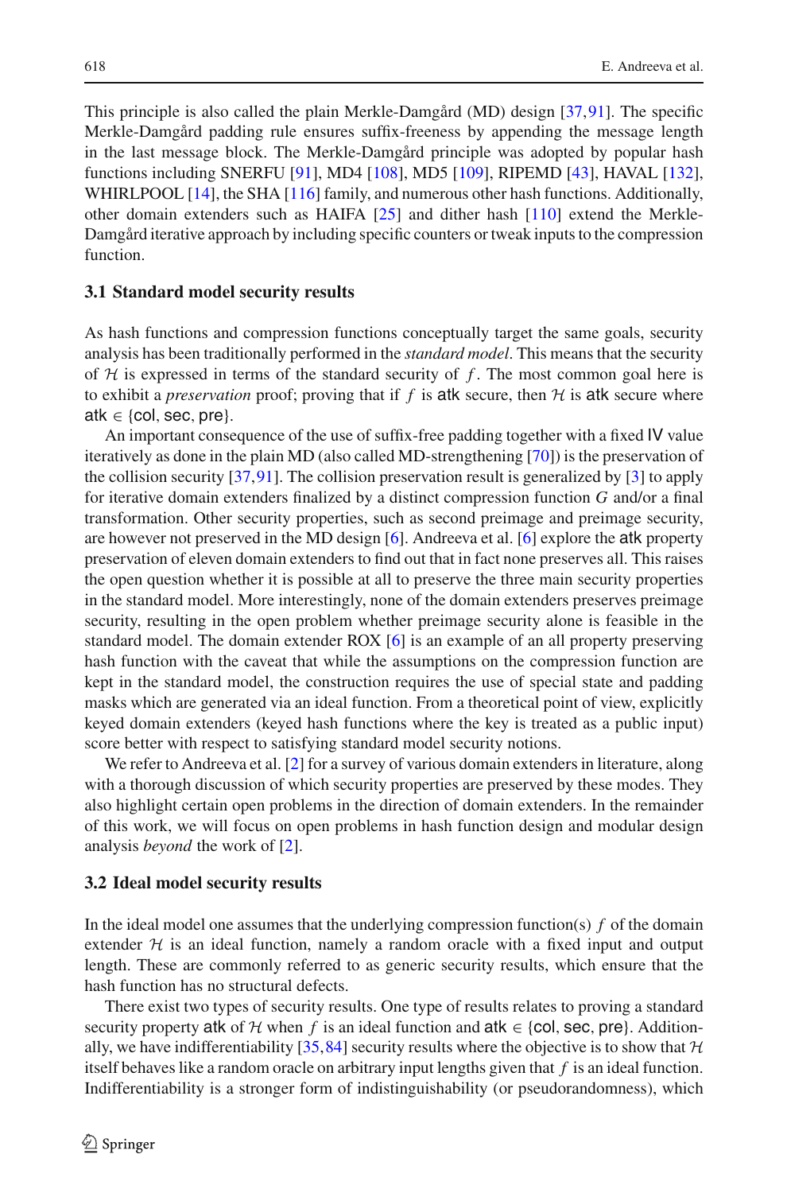This principle is also called the plain Merkle-Damgård (MD) design [37,91]. The specific Merkle-Damgård padding rule ensures suffix-freeness by appending the message length in the last message block. The Merkle-Damgård principle was adopted by popular hash functions including SNERFU [91], MD4 [108], MD5 [109], RIPEMD [43], HAVAL [132], WHIRLPOOL [14], the SHA [116] family, and numerous other hash functions. Additionally, other domain extenders such as HAIFA [25] and dither hash [110] extend the Merkle-Damgård iterative approach by including specific counters or tweak inputs to the compression function.

### 3.1 Standard model security results

As hash functions and compression functions conceptually target the same goals, security analysis has been traditionally performed in the *standard model*. This means that the security of $\mathcal{H}$ is expressed in terms of the standard security of $f$. The most common goal here is to exhibit a *preservation* proof; proving that if $f$ is $\mathsf{atk}$ secure, then $\mathcal{H}$ is $\mathsf{atk}$ secure where $\mathsf{atk} \in \{\mathsf{col}, \mathsf{sec}, \mathsf{pre}\}$.

An important consequence of the use of suffix-free padding together with a fixed $\mathsf{IV}$ value iteratively as done in the plain MD (also called MD-strengthening [70]) is the preservation of the collision security [37,91]. The collision preservation result is generalized by [3] to apply for iterative domain extenders finalized by a distinct compression function $G$ and/or a final transformation. Other security properties, such as second preimage and preimage security, are however not preserved in the MD design [6]. Andreeva et al. [6] explore the $\mathsf{atk}$ property preservation of eleven domain extenders to find out that in fact none preserves all. This raises the open question whether it is possible at all to preserve the three main security properties in the standard model. More interestingly, none of the domain extenders preserves preimage security, resulting in the open problem whether preimage security alone is feasible in the standard model. The domain extender ROX [6] is an example of an all property preserving hash function with the caveat that while the assumptions on the compression function are kept in the standard model, the construction requires the use of special state and padding masks which are generated via an ideal function. From a theoretical point of view, explicitly keyed domain extenders (keyed hash functions where the key is treated as a public input) score better with respect to satisfying standard model security notions.

We refer to Andreeva et al. [2] for a survey of various domain extenders in literature, along with a thorough discussion of which security properties are preserved by these modes. They also highlight certain open problems in the direction of domain extenders. In the remainder of this work, we will focus on open problems in hash function design and modular design analysis *beyond* the work of [2].

### 3.2 Ideal model security results

In the ideal model one assumes that the underlying compression function(s) $f$ of the domain extender $\mathcal{H}$ is an ideal function, namely a random oracle with a fixed input and output length. These are commonly referred to as generic security results, which ensure that the hash function has no structural defects.

There exist two types of security results. One type of results relates to proving a standard security property $\mathsf{atk}$ of $\mathcal{H}$ when $f$ is an ideal function and $\mathsf{atk} \in \{\mathsf{col}, \mathsf{sec}, \mathsf{pre}\}$. Additionally, we have indifferentiability [35,84] security results where the objective is to show that $\mathcal{H}$ itself behaves like a random oracle on arbitrary input lengths given that $f$ is an ideal function. Indifferentiability is a stronger form of indistinguishability (or pseudorandomness), which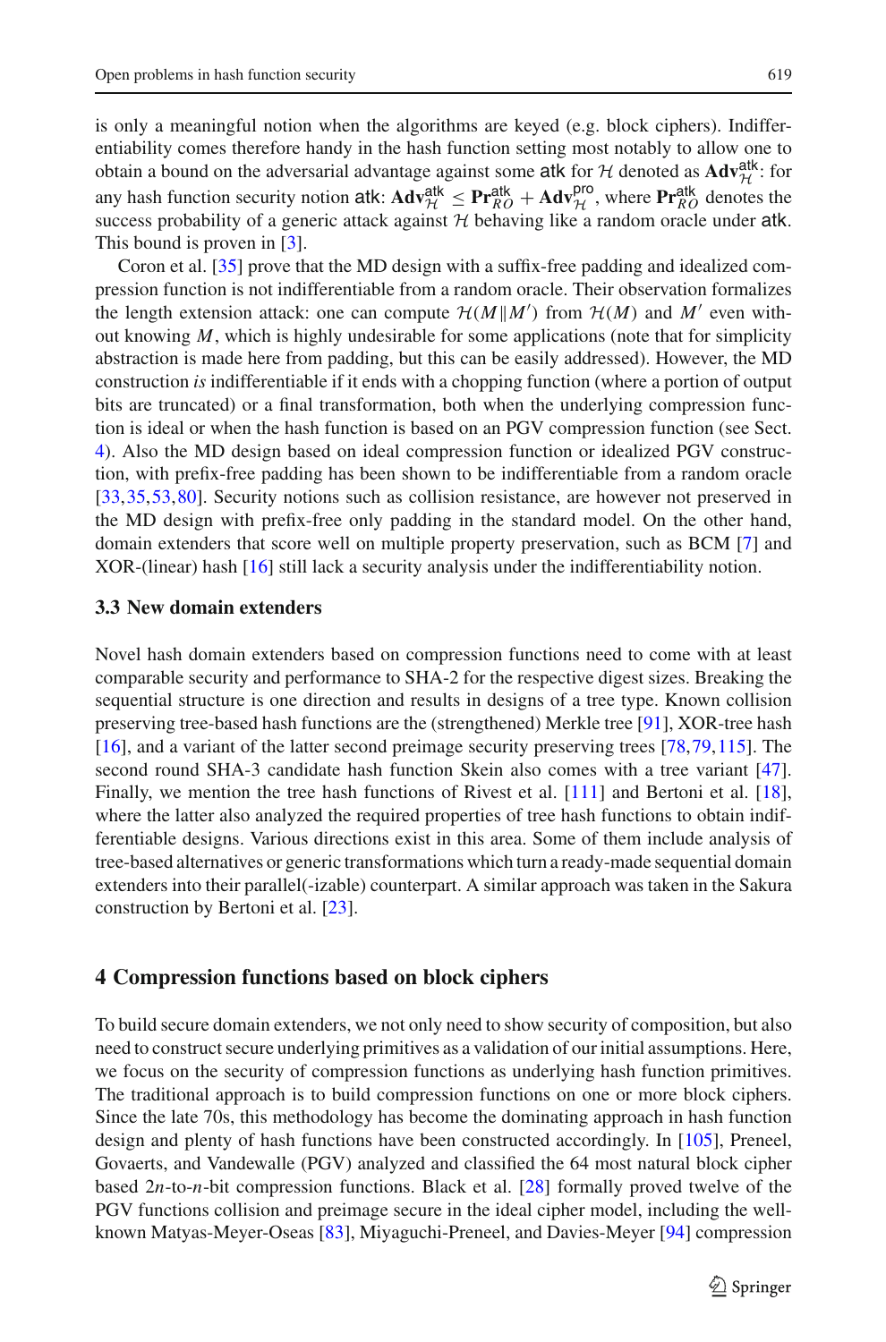is only a meaningful notion when the algorithms are keyed (e.g. block ciphers). Indifferentiability comes therefore handy in the hash function setting most notably to allow one to obtain a bound on the adversarial advantage against some atk for $\mathcal{H}$ denoted as $\mathbf{Adv}_{\mathcal{H}}^{\mathsf{atk}}$: for any hash function security notion atk: $\mathbf{Adv}_{\mathcal{H}}^{\mathsf{atk}} \leq \mathbf{Pr}_{RO}^{\mathsf{atk}} + \mathbf{Adv}_{\mathcal{H}}^{\mathsf{pro}}$, where $\mathbf{Pr}_{RO}^{\mathsf{atk}}$ denotes the success probability of a generic attack against $\mathcal{H}$ behaving like a random oracle under atk. This bound is proven in [3].

Coron et al. [35] prove that the MD design with a suffix-free padding and idealized compression function is not indifferentiable from a random oracle. Their observation formalizes the length extension attack: one can compute $\mathcal{H}(M\|M')$ from $\mathcal{H}(M)$ and $M'$ even without knowing $M$, which is highly undesirable for some applications (note that for simplicity abstraction is made here from padding, but this can be easily addressed). However, the MD construction *is* indifferentiable if it ends with a chopping function (where a portion of output bits are truncated) or a final transformation, both when the underlying compression function is ideal or when the hash function is based on an PGV compression function (see Sect. 4). Also the MD design based on ideal compression function or idealized PGV construction, with prefix-free padding has been shown to be indifferentiable from a random oracle [33,35,53,80]. Security notions such as collision resistance, are however not preserved in the MD design with prefix-free only padding in the standard model. On the other hand, domain extenders that score well on multiple property preservation, such as BCM [7] and XOR-(linear) hash [16] still lack a security analysis under the indifferentiability notion.

### 3.3 New domain extenders

Novel hash domain extenders based on compression functions need to come with at least comparable security and performance to SHA-2 for the respective digest sizes. Breaking the sequential structure is one direction and results in designs of a tree type. Known collision preserving tree-based hash functions are the (strengthened) Merkle tree [91], XOR-tree hash [16], and a variant of the latter second preimage security preserving trees [78,79,115]. The second round SHA-3 candidate hash function Skein also comes with a tree variant [47]. Finally, we mention the tree hash functions of Rivest et al. [111] and Bertoni et al. [18], where the latter also analyzed the required properties of tree hash functions to obtain indifferentiable designs. Various directions exist in this area. Some of them include analysis of tree-based alternatives or generic transformations which turn a ready-made sequential domain extenders into their parallel(-izable) counterpart. A similar approach was taken in the Sakura construction by Bertoni et al. [23].

## 4 Compression functions based on block ciphers

To build secure domain extenders, we not only need to show security of composition, but also need to construct secure underlying primitives as a validation of our initial assumptions. Here, we focus on the security of compression functions as underlying hash function primitives. The traditional approach is to build compression functions on one or more block ciphers. Since the late 70s, this methodology has become the dominating approach in hash function design and plenty of hash functions have been constructed accordingly. In [105], Preneel, Govaerts, and Vandewalle (PGV) analyzed and classified the 64 most natural block cipher based $2n$-to-$n$-bit compression functions. Black et al. [28] formally proved twelve of the PGV functions collision and preimage secure in the ideal cipher model, including the well-known Matyas-Meyer-Oseas [83], Miyaguchi-Preneel, and Davies-Meyer [94] compression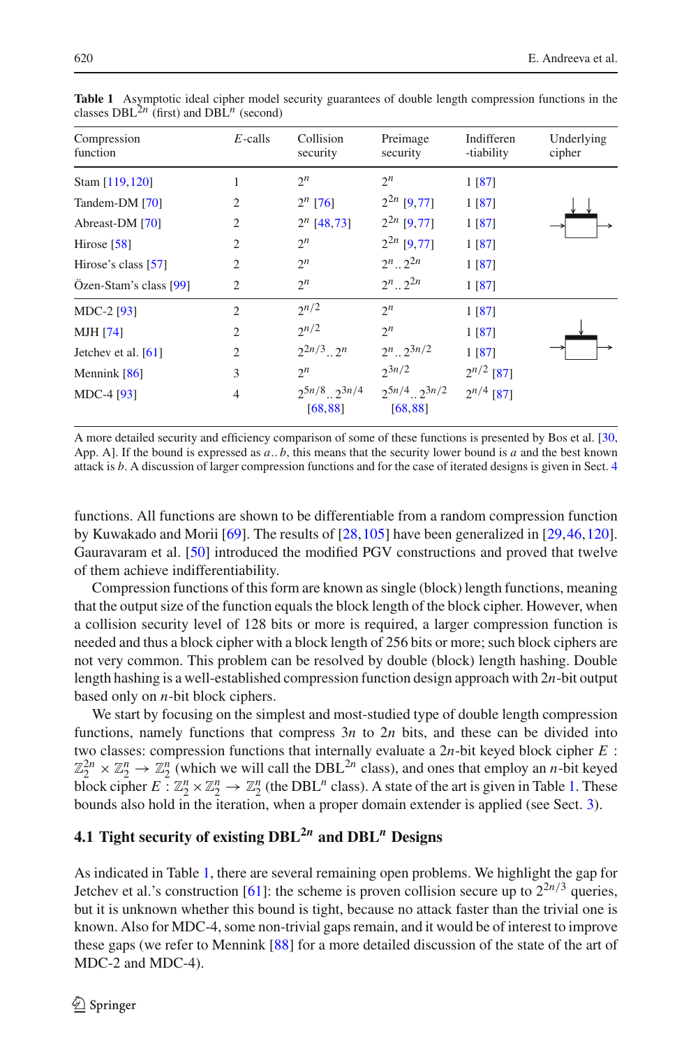**Table 1** Asymptotic ideal cipher model security guarantees of double length compression functions in the classes $\text{DBL}^{2n}$ (first) and $\text{DBL}^{n}$ (second)

| Compression function | *E*-calls | Collision security | Preimage security | Indifferen-tiability | Underlying cipher |
|---|---|---|---|---|---|
| Stam [119,120] | 1 | $2^n$ | $2^n$ | 1 [87] | |
| Tandem-DM [70] | 2 | $2^n$ [76] | $2^{2n}$ [9,77] | 1 [87] | |
| Abreast-DM [70] | 2 | $2^n$ [48,73] | $2^{2n}$ [9,77] | 1 [87] | |
| Hirose [58] | 2 | $2^n$ | $2^{2n}$ [9,77] | 1 [87] | |
| Hirose's class [57] | 2 | $2^n$ | $2^n .. 2^{2n}$ | 1 [87] | |
| Özen-Stam's class [99] | 2 | $2^n$ | $2^n .. 2^{2n}$ | 1 [87] | |
| MDC-2 [93] | 2 | $2^{n/2}$ | $2^n$ | 1 [87] | |
| MJH [74] | 2 | $2^{n/2}$ | $2^n$ | 1 [87] | |
| Jetchev et al. [61] | 2 | $2^{2n/3} .. 2^n$ | $2^n .. 2^{3n/2}$ | 1 [87] | |
| Mennink [86] | 3 | $2^n$ | $2^{3n/2}$ | $2^{n/2}$ [87] | |
| MDC-4 [93] | 4 | $2^{5n/8} .. 2^{3n/4}$ [68,88] | $2^{5n/4} .. 2^{3n/2}$ [68,88] | $2^{n/4}$ [87] | |

A more detailed security and efficiency comparison of some of these functions is presented by Bos et al. [30, App. A]. If the bound is expressed as $a .. b$, this means that the security lower bound is $a$ and the best known attack is $b$. A discussion of larger compression functions and for the case of iterated designs is given in Sect. 4

functions. All functions are shown to be differentiable from a random compression function by Kuwakado and Morii [69]. The results of [28,105] have been generalized in [29,46,120]. Gauravaram et al. [50] introduced the modified PGV constructions and proved that twelve of them achieve indifferentiability.

Compression functions of this form are known as single (block) length functions, meaning that the output size of the function equals the block length of the block cipher. However, when a collision security level of 128 bits or more is required, a larger compression function is needed and thus a block cipher with a block length of 256 bits or more; such block ciphers are not very common. This problem can be resolved by double (block) length hashing. Double length hashing is a well-established compression function design approach with $2n$-bit output based only on $n$-bit block ciphers.

We start by focusing on the simplest and most-studied type of double length compression functions, namely functions that compress $3n$ to $2n$ bits, and these can be divided into two classes: compression functions that internally evaluate a $2n$-bit keyed block cipher $E : \mathbb{Z}_2^{2n} \times \mathbb{Z}_2^n \to \mathbb{Z}_2^n$ (which we will call the $\text{DBL}^{2n}$ class), and ones that employ an $n$-bit keyed block cipher $E : \mathbb{Z}_2^n \times \mathbb{Z}_2^n \to \mathbb{Z}_2^n$ (the $\text{DBL}^n$ class). A state of the art is given in Table 1. These bounds also hold in the iteration, when a proper domain extender is applied (see Sect. 3).

### 4.1 Tight security of existing $\text{DBL}^{2n}$ and $\text{DBL}^n$ Designs

As indicated in Table 1, there are several remaining open problems. We highlight the gap for Jetchev et al.'s construction [61]: the scheme is proven collision secure up to $2^{2n/3}$ queries, but it is unknown whether this bound is tight, because no attack faster than the trivial one is known. Also for MDC-4, some non-trivial gaps remain, and it would be of interest to improve these gaps (we refer to Mennink [88] for a more detailed discussion of the state of the art of MDC-2 and MDC-4).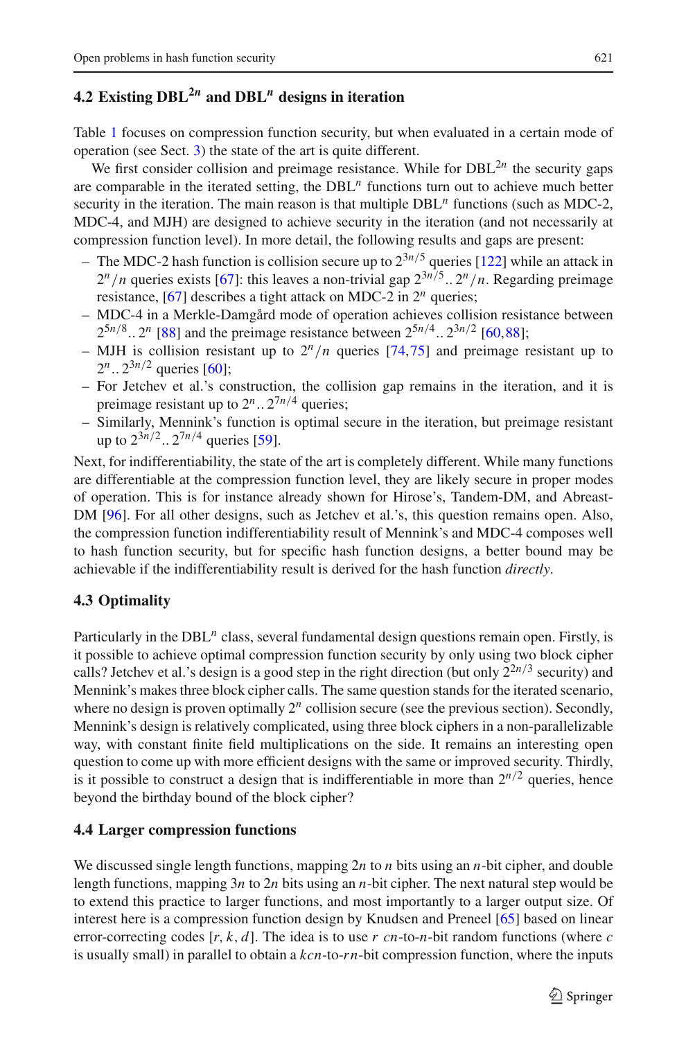### 4.2 Existing $\text{DBL}^{2n}$ and $\text{DBL}^{n}$ designs in iteration

Table 1 focuses on compression function security, but when evaluated in a certain mode of operation (see Sect. 3) the state of the art is quite different.

We first consider collision and preimage resistance. While for $\text{DBL}^{2n}$ the security gaps are comparable in the iterated setting, the $\text{DBL}^{n}$ functions turn out to achieve much better security in the iteration. The main reason is that multiple $\text{DBL}^{n}$ functions (such as MDC-2, MDC-4, and MJH) are designed to achieve security in the iteration (and not necessarily at compression function level). In more detail, the following results and gaps are present:

- The MDC-2 hash function is collision secure up to $2^{3n/5}$ queries [122] while an attack in $2^n/n$ queries exists [67]: this leaves a non-trivial gap $2^{3n/5} .. 2^n/n$. Regarding preimage resistance, [67] describes a tight attack on MDC-2 in $2^n$ queries;
- MDC-4 in a Merkle-Damgård mode of operation achieves collision resistance between $2^{5n/8} .. 2^n$ [88] and the preimage resistance between $2^{5n/4} .. 2^{3n/2}$ [60,88];
- MJH is collision resistant up to $2^n/n$ queries [74,75] and preimage resistant up to $2^n .. 2^{3n/2}$ queries [60];
- For Jetchev et al.'s construction, the collision gap remains in the iteration, and it is preimage resistant up to $2^n .. 2^{7n/4}$ queries;
- Similarly, Mennink's function is optimal secure in the iteration, but preimage resistant up to $2^{3n/2} .. 2^{7n/4}$ queries [59].

Next, for indifferentiability, the state of the art is completely different. While many functions are differentiable at the compression function level, they are likely secure in proper modes of operation. This is for instance already shown for Hirose's, Tandem-DM, and Abreast-DM [96]. For all other designs, such as Jetchev et al.'s, this question remains open. Also, the compression function indifferentiability result of Mennink's and MDC-4 composes well to hash function security, but for specific hash function designs, a better bound may be achievable if the indifferentiability result is derived for the hash function *directly*.

### 4.3 Optimality

Particularly in the $\text{DBL}^{n}$ class, several fundamental design questions remain open. Firstly, is it possible to achieve optimal compression function security by only using two block cipher calls? Jetchev et al.'s design is a good step in the right direction (but only $2^{2n/3}$ security) and Mennink's makes three block cipher calls. The same question stands for the iterated scenario, where no design is proven optimally $2^n$ collision secure (see the previous section). Secondly, Mennink's design is relatively complicated, using three block ciphers in a non-parallelizable way, with constant finite field multiplications on the side. It remains an interesting open question to come up with more efficient designs with the same or improved security. Thirdly, is it possible to construct a design that is indifferentiable in more than $2^{n/2}$ queries, hence beyond the birthday bound of the block cipher?

### 4.4 Larger compression functions

We discussed single length functions, mapping $2n$ to $n$ bits using an $n$-bit cipher, and double length functions, mapping $3n$ to $2n$ bits using an $n$-bit cipher. The next natural step would be to extend this practice to larger functions, and most importantly to a larger output size. Of interest here is a compression function design by Knudsen and Preneel [65] based on linear error-correcting codes $[r, k, d]$. The idea is to use $r$ $cn$-to-$n$-bit random functions (where $c$ is usually small) in parallel to obtain a $kcn$-to-$rn$-bit compression function, where the inputs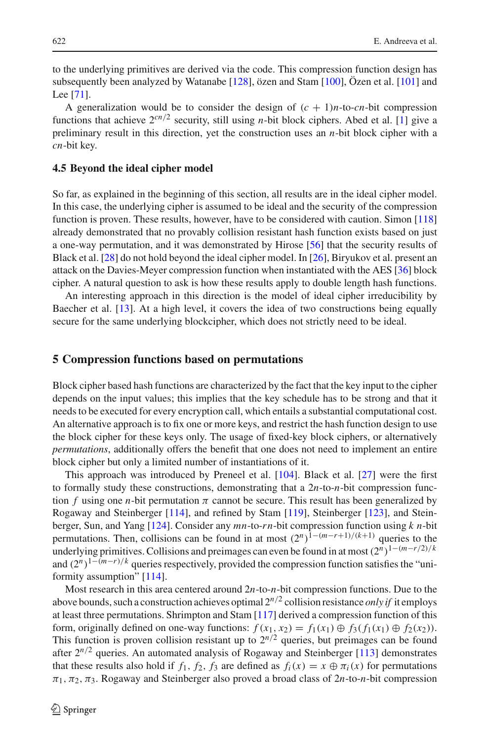to the underlying primitives are derived via the code. This compression function design has subsequently been analyzed by Watanabe [128], özen and Stam [100], Özen et al. [101] and Lee [71].

A generalization would be to consider the design of $(c+1)n$-to-$cn$-bit compression functions that achieve $2^{cn/2}$ security, still using $n$-bit block ciphers. Abed et al. [1] give a preliminary result in this direction, yet the construction uses an $n$-bit block cipher with a $cn$-bit key.

### 4.5 Beyond the ideal cipher model

So far, as explained in the beginning of this section, all results are in the ideal cipher model. In this case, the underlying cipher is assumed to be ideal and the security of the compression function is proven. These results, however, have to be considered with caution. Simon [118] already demonstrated that no provably collision resistant hash function exists based on just a one-way permutation, and it was demonstrated by Hirose [56] that the security results of Black et al. [28] do not hold beyond the ideal cipher model. In [26], Biryukov et al. present an attack on the Davies-Meyer compression function when instantiated with the AES [36] block cipher. A natural question to ask is how these results apply to double length hash functions.

An interesting approach in this direction is the model of ideal cipher irreducibility by Baecher et al. [13]. At a high level, it covers the idea of two constructions being equally secure for the same underlying blockcipher, which does not strictly need to be ideal.

## 5 Compression functions based on permutations

Block cipher based hash functions are characterized by the fact that the key input to the cipher depends on the input values; this implies that the key schedule has to be strong and that it needs to be executed for every encryption call, which entails a substantial computational cost. An alternative approach is to fix one or more keys, and restrict the hash function design to use the block cipher for these keys only. The usage of fixed-key block ciphers, or alternatively *permutations*, additionally offers the benefit that one does not need to implement an entire block cipher but only a limited number of instantiations of it.

This approach was introduced by Preneel et al. [104]. Black et al. [27] were the first to formally study these constructions, demonstrating that a $2n$-to-$n$-bit compression function $f$ using one $n$-bit permutation $\pi$ cannot be secure. This result has been generalized by Rogaway and Steinberger [114], and refined by Stam [119], Steinberger [123], and Steinberger, Sun, and Yang [124]. Consider any $mn$-to-$rn$-bit compression function using $k$ $n$-bit permutations. Then, collisions can be found in at most $(2^n)^{1-(m-r+1)/(k+1)}$ queries to the underlying primitives. Collisions and preimages can even be found in at most $(2^n)^{1-(m-r/2)/k}$ and $(2^n)^{1-(m-r)/k}$ queries respectively, provided the compression function satisfies the "uniformity assumption" [114].

Most research in this area centered around $2n$-to-$n$-bit compression functions. Due to the above bounds, such a construction achieves optimal $2^{n/2}$ collision resistance *only if* it employs at least three permutations. Shrimpton and Stam [117] derived a compression function of this form, originally defined on one-way functions: $f(x_1, x_2) = f_1(x_1) \oplus f_3(f_1(x_1) \oplus f_2(x_2))$. This function is proven collision resistant up to $2^{n/2}$ queries, but preimages can be found after $2^{n/2}$ queries. An automated analysis of Rogaway and Steinberger [113] demonstrates that these results also hold if $f_1, f_2, f_3$ are defined as $f_i(x) = x \oplus \pi_i(x)$ for permutations $\pi_1, \pi_2, \pi_3$. Rogaway and Steinberger also proved a broad class of $2n$-to-$n$-bit compression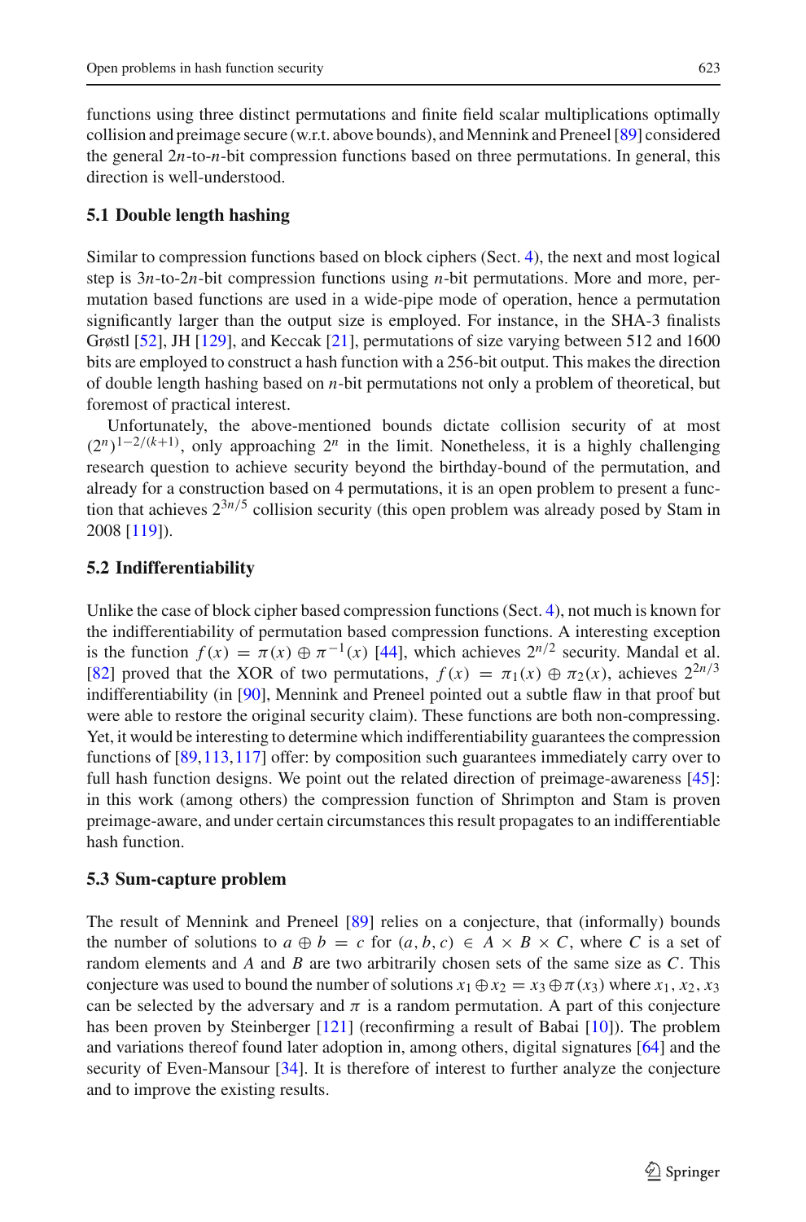functions using three distinct permutations and finite field scalar multiplications optimally collision and preimage secure (w.r.t. above bounds), and Mennink and Preneel [89] considered the general $2n$-to-$n$-bit compression functions based on three permutations. In general, this direction is well-understood.

### 5.1 Double length hashing

Similar to compression functions based on block ciphers (Sect. 4), the next and most logical step is $3n$-to-$2n$-bit compression functions using $n$-bit permutations. More and more, permutation based functions are used in a wide-pipe mode of operation, hence a permutation significantly larger than the output size is employed. For instance, in the SHA-3 finalists Grøstl [52], JH [129], and Keccak [21], permutations of size varying between 512 and 1600 bits are employed to construct a hash function with a 256-bit output. This makes the direction of double length hashing based on $n$-bit permutations not only a problem of theoretical, but foremost of practical interest.

Unfortunately, the above-mentioned bounds dictate collision security of at most $(2^n)^{1-2/(k+1)}$, only approaching $2^n$ in the limit. Nonetheless, it is a highly challenging research question to achieve security beyond the birthday-bound of the permutation, and already for a construction based on 4 permutations, it is an open problem to present a function that achieves $2^{3n/5}$ collision security (this open problem was already posed by Stam in 2008 [119]).

### 5.2 Indifferentiability

Unlike the case of block cipher based compression functions (Sect. 4), not much is known for the indifferentiability of permutation based compression functions. A interesting exception is the function $f(x) = \pi(x) \oplus \pi^{-1}(x)$ [44], which achieves $2^{n/2}$ security. Mandal et al. [82] proved that the XOR of two permutations, $f(x) = \pi_1(x) \oplus \pi_2(x)$, achieves $2^{2n/3}$ indifferentiability (in [90], Mennink and Preneel pointed out a subtle flaw in that proof but were able to restore the original security claim). These functions are both non-compressing. Yet, it would be interesting to determine which indifferentiability guarantees the compression functions of [89,113,117] offer: by composition such guarantees immediately carry over to full hash function designs. We point out the related direction of preimage-awareness [45]: in this work (among others) the compression function of Shrimpton and Stam is proven preimage-aware, and under certain circumstances this result propagates to an indifferentiable hash function.

### 5.3 Sum-capture problem

The result of Mennink and Preneel [89] relies on a conjecture, that (informally) bounds the number of solutions to $a \oplus b = c$ for $(a, b, c) \in A \times B \times C$, where $C$ is a set of random elements and $A$ and $B$ are two arbitrarily chosen sets of the same size as $C$. This conjecture was used to bound the number of solutions $x_1 \oplus x_2 = x_3 \oplus \pi(x_3)$ where $x_1, x_2, x_3$ can be selected by the adversary and $\pi$ is a random permutation. A part of this conjecture has been proven by Steinberger [121] (reconfirming a result of Babai [10]). The problem and variations thereof found later adoption in, among others, digital signatures [64] and the security of Even-Mansour [34]. It is therefore of interest to further analyze the conjecture and to improve the existing results.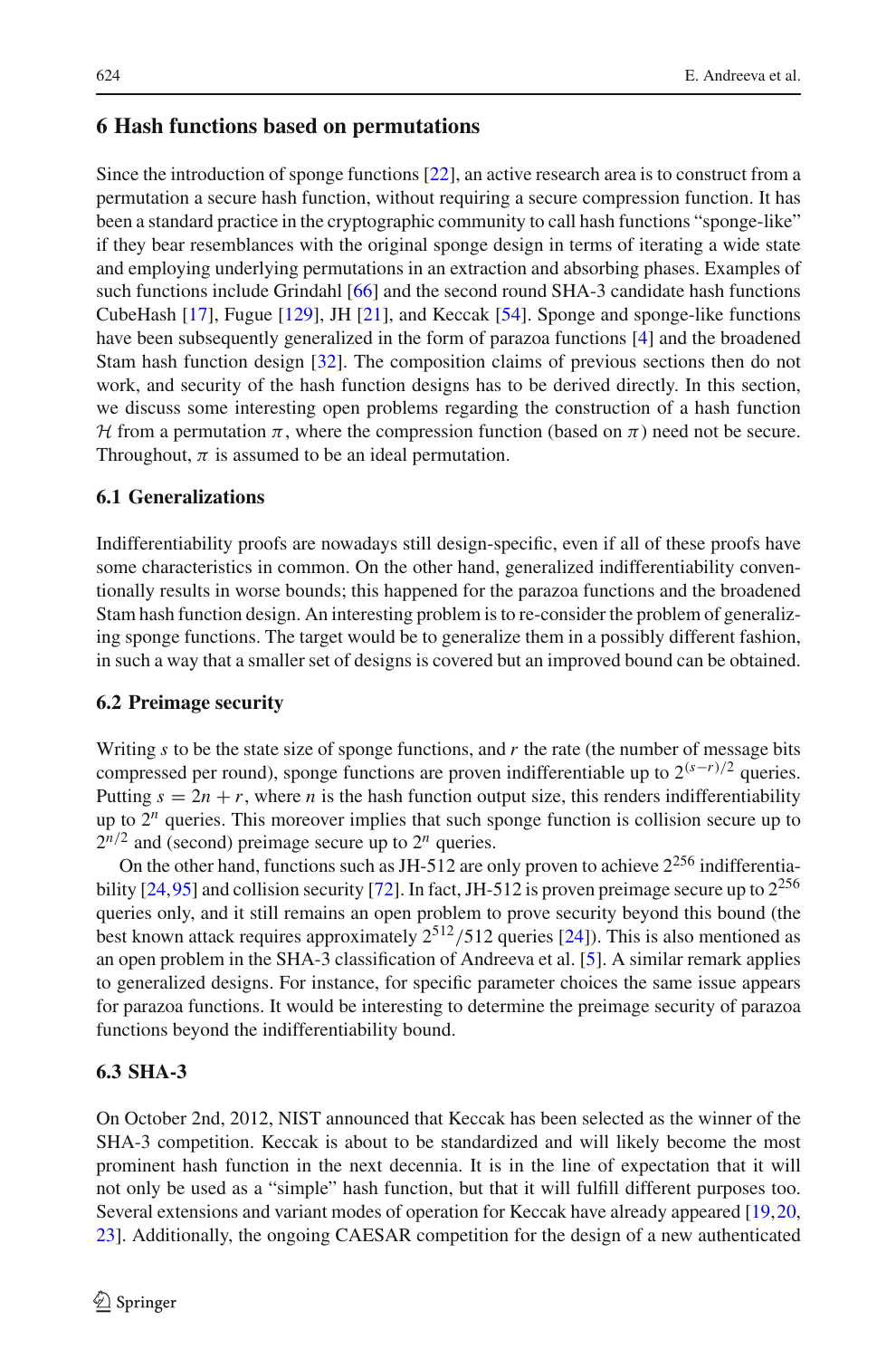## 6 Hash functions based on permutations

Since the introduction of sponge functions [22], an active research area is to construct from a permutation a secure hash function, without requiring a secure compression function. It has been a standard practice in the cryptographic community to call hash functions "sponge-like" if they bear resemblances with the original sponge design in terms of iterating a wide state and employing underlying permutations in an extraction and absorbing phases. Examples of such functions include Grindahl [66] and the second round SHA-3 candidate hash functions CubeHash [17], Fugue [129], JH [21], and Keccak [54]. Sponge and sponge-like functions have been subsequently generalized in the form of parazoa functions [4] and the broadened Stam hash function design [32]. The composition claims of previous sections then do not work, and security of the hash function designs has to be derived directly. In this section, we discuss some interesting open problems regarding the construction of a hash function $\mathcal{H}$ from a permutation $\pi$, where the compression function (based on $\pi$) need not be secure. Throughout, $\pi$ is assumed to be an ideal permutation.

### 6.1 Generalizations

Indifferentiability proofs are nowadays still design-specific, even if all of these proofs have some characteristics in common. On the other hand, generalized indifferentiability conventionally results in worse bounds; this happened for the parazoa functions and the broadened Stam hash function design. An interesting problem is to re-consider the problem of generalizing sponge functions. The target would be to generalize them in a possibly different fashion, in such a way that a smaller set of designs is covered but an improved bound can be obtained.

### 6.2 Preimage security

Writing $s$ to be the state size of sponge functions, and $r$ the rate (the number of message bits compressed per round), sponge functions are proven indifferentiable up to $2^{(s-r)/2}$ queries. Putting $s = 2n + r$, where $n$ is the hash function output size, this renders indifferentiability up to $2^n$ queries. This moreover implies that such sponge function is collision secure up to $2^{n/2}$ and (second) preimage secure up to $2^n$ queries.

On the other hand, functions such as JH-512 are only proven to achieve $2^{256}$ indifferentiability [24,95] and collision security [72]. In fact, JH-512 is proven preimage secure up to $2^{256}$ queries only, and it still remains an open problem to prove security beyond this bound (the best known attack requires approximately $2^{512}/512$ queries [24]). This is also mentioned as an open problem in the SHA-3 classification of Andreeva et al. [5]. A similar remark applies to generalized designs. For instance, for specific parameter choices the same issue appears for parazoa functions. It would be interesting to determine the preimage security of parazoa functions beyond the indifferentiability bound.

### 6.3 SHA-3

On October 2nd, 2012, NIST announced that Keccak has been selected as the winner of the SHA-3 competition. Keccak is about to be standardized and will likely become the most prominent hash function in the next decennia. It is in the line of expectation that it will not only be used as a "simple" hash function, but that it will fulfill different purposes too. Several extensions and variant modes of operation for Keccak have already appeared [19,20, 23]. Additionally, the ongoing CAESAR competition for the design of a new authenticated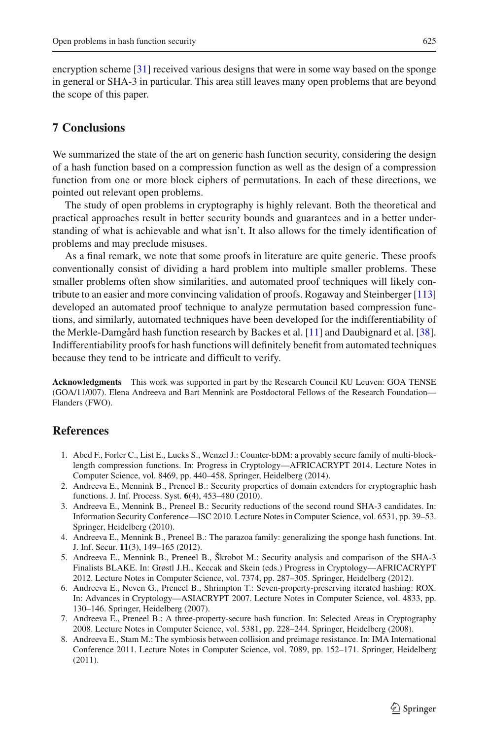encryption scheme [31] received various designs that were in some way based on the sponge in general or SHA-3 in particular. This area still leaves many open problems that are beyond the scope of this paper.

## 7 Conclusions

We summarized the state of the art on generic hash function security, considering the design of a hash function based on a compression function as well as the design of a compression function from one or more block ciphers of permutations. In each of these directions, we pointed out relevant open problems.

The study of open problems in cryptography is highly relevant. Both the theoretical and practical approaches result in better security bounds and guarantees and in a better understanding of what is achievable and what isn't. It also allows for the timely identification of problems and may preclude misuses.

As a final remark, we note that some proofs in literature are quite generic. These proofs conventionally consist of dividing a hard problem into multiple smaller problems. These smaller problems often show similarities, and automated proof techniques will likely contribute to an easier and more convincing validation of proofs. Rogaway and Steinberger [113] developed an automated proof technique to analyze permutation based compression functions, and similarly, automated techniques have been developed for the indifferentiability of the Merkle-Damgård hash function research by Backes et al. [11] and Daubignard et al. [38]. Indifferentiability proofs for hash functions will definitely benefit from automated techniques because they tend to be intricate and difficult to verify.

**Acknowledgments** This work was supported in part by the Research Council KU Leuven: GOA TENSE (GOA/11/007). Elena Andreeva and Bart Mennink are Postdoctoral Fellows of the Research Foundation—Flanders (FWO).

## References

1. Abed F., Forler C., List E., Lucks S., Wenzel J.: Counter-bDM: a provably secure family of multi-block-length compression functions. In: Progress in Cryptology—AFRICACRYPT 2014. Lecture Notes in Computer Science, vol. 8469, pp. 440–458. Springer, Heidelberg (2014).
2. Andreeva E., Mennink B., Preneel B.: Security properties of domain extenders for cryptographic hash functions. J. Inf. Process. Syst. **6**(4), 453–480 (2010).
3. Andreeva E., Mennink B., Preneel B.: Security reductions of the second round SHA-3 candidates. In: Information Security Conference—ISC 2010. Lecture Notes in Computer Science, vol. 6531, pp. 39–53. Springer, Heidelberg (2010).
4. Andreeva E., Mennink B., Preneel B.: The parazoa family: generalizing the sponge hash functions. Int. J. Inf. Secur. **11**(3), 149–165 (2012).
5. Andreeva E., Mennink B., Preneel B., Škrobot M.: Security analysis and comparison of the SHA-3 Finalists BLAKE. In: Grøstl J.H., Keccak and Skein (eds.) Progress in Cryptology—AFRICACRYPT 2012. Lecture Notes in Computer Science, vol. 7374, pp. 287–305. Springer, Heidelberg (2012).
6. Andreeva E., Neven G., Preneel B., Shrimpton T.: Seven-property-preserving iterated hashing: ROX. In: Advances in Cryptology—ASIACRYPT 2007. Lecture Notes in Computer Science, vol. 4833, pp. 130–146. Springer, Heidelberg (2007).
7. Andreeva E., Preneel B.: A three-property-secure hash function. In: Selected Areas in Cryptography 2008. Lecture Notes in Computer Science, vol. 5381, pp. 228–244. Springer, Heidelberg (2008).
8. Andreeva E., Stam M.: The symbiosis between collision and preimage resistance. In: IMA International Conference 2011. Lecture Notes in Computer Science, vol. 7089, pp. 152–171. Springer, Heidelberg (2011).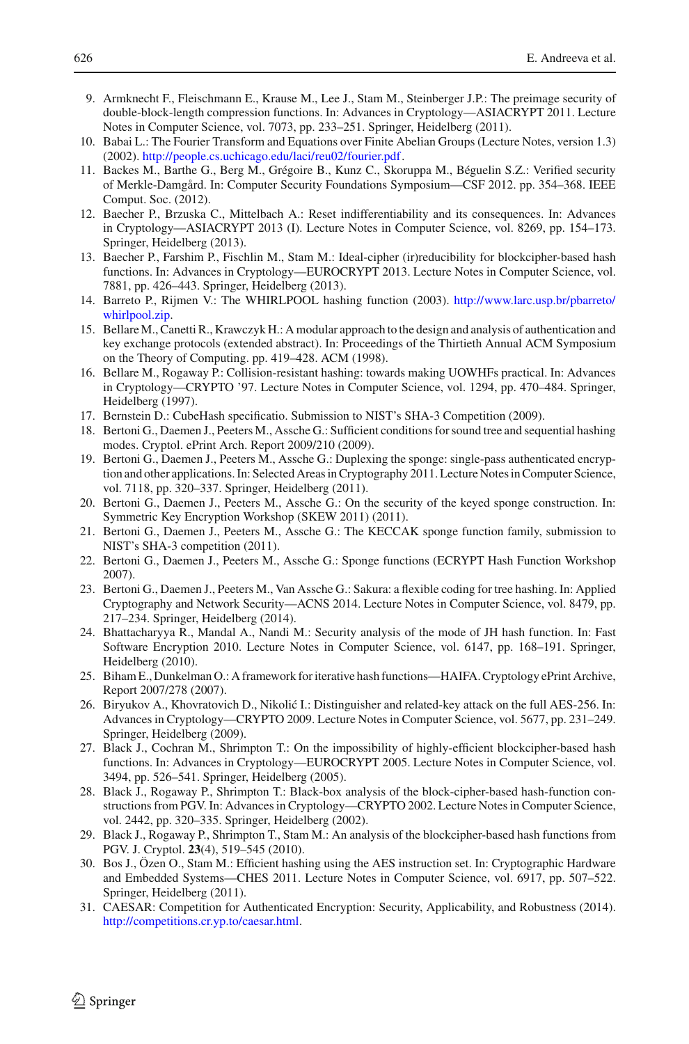9. Armknecht F., Fleischmann E., Krause M., Lee J., Stam M., Steinberger J.P.: The preimage security of double-block-length compression functions. In: Advances in Cryptology—ASIACRYPT 2011. Lecture Notes in Computer Science, vol. 7073, pp. 233–251. Springer, Heidelberg (2011).
10. Babai L.: The Fourier Transform and Equations over Finite Abelian Groups (Lecture Notes, version 1.3) (2002). http://people.cs.uchicago.edu/laci/reu02/fourier.pdf.
11. Backes M., Barthe G., Berg M., Grégoire B., Kunz C., Skoruppa M., Béguelin S.Z.: Verified security of Merkle-Damgård. In: Computer Security Foundations Symposium—CSF 2012. pp. 354–368. IEEE Comput. Soc. (2012).
12. Baecher P., Brzuska C., Mittelbach A.: Reset indifferentiability and its consequences. In: Advances in Cryptology—ASIACRYPT 2013 (I). Lecture Notes in Computer Science, vol. 8269, pp. 154–173. Springer, Heidelberg (2013).
13. Baecher P., Farshim P., Fischlin M., Stam M.: Ideal-cipher (ir)reducibility for blockcipher-based hash functions. In: Advances in Cryptology—EUROCRYPT 2013. Lecture Notes in Computer Science, vol. 7881, pp. 426–443. Springer, Heidelberg (2013).
14. Barreto P., Rijmen V.: The WHIRLPOOL hashing function (2003). http://www.larc.usp.br/pbarreto/whirlpool.zip.
15. Bellare M., Canetti R., Krawczyk H.: A modular approach to the design and analysis of authentication and key exchange protocols (extended abstract). In: Proceedings of the Thirtieth Annual ACM Symposium on the Theory of Computing. pp. 419–428. ACM (1998).
16. Bellare M., Rogaway P.: Collision-resistant hashing: towards making UOWHFs practical. In: Advances in Cryptology—CRYPTO '97. Lecture Notes in Computer Science, vol. 1294, pp. 470–484. Springer, Heidelberg (1997).
17. Bernstein D.: CubeHash specificatio. Submission to NIST's SHA-3 Competition (2009).
18. Bertoni G., Daemen J., Peeters M., Assche G.: Sufficient conditions for sound tree and sequential hashing modes. Cryptol. ePrint Arch. Report 2009/210 (2009).
19. Bertoni G., Daemen J., Peeters M., Assche G.: Duplexing the sponge: single-pass authenticated encryption and other applications. In: Selected Areas in Cryptography 2011. Lecture Notes in Computer Science, vol. 7118, pp. 320–337. Springer, Heidelberg (2011).
20. Bertoni G., Daemen J., Peeters M., Assche G.: On the security of the keyed sponge construction. In: Symmetric Key Encryption Workshop (SKEW 2011) (2011).
21. Bertoni G., Daemen J., Peeters M., Assche G.: The KECCAK sponge function family, submission to NIST's SHA-3 competition (2011).
22. Bertoni G., Daemen J., Peeters M., Assche G.: Sponge functions (ECRYPT Hash Function Workshop 2007).
23. Bertoni G., Daemen J., Peeters M., Van Assche G.: Sakura: a flexible coding for tree hashing. In: Applied Cryptography and Network Security—ACNS 2014. Lecture Notes in Computer Science, vol. 8479, pp. 217–234. Springer, Heidelberg (2014).
24. Bhattacharyya R., Mandal A., Nandi M.: Security analysis of the mode of JH hash function. In: Fast Software Encryption 2010. Lecture Notes in Computer Science, vol. 6147, pp. 168–191. Springer, Heidelberg (2010).
25. Biham E., Dunkelman O.: A framework for iterative hash functions—HAIFA. Cryptology ePrint Archive, Report 2007/278 (2007).
26. Biryukov A., Khovratovich D., Nikolić I.: Distinguisher and related-key attack on the full AES-256. In: Advances in Cryptology—CRYPTO 2009. Lecture Notes in Computer Science, vol. 5677, pp. 231–249. Springer, Heidelberg (2009).
27. Black J., Cochran M., Shrimpton T.: On the impossibility of highly-efficient blockcipher-based hash functions. In: Advances in Cryptology—EUROCRYPT 2005. Lecture Notes in Computer Science, vol. 3494, pp. 526–541. Springer, Heidelberg (2005).
28. Black J., Rogaway P., Shrimpton T.: Black-box analysis of the block-cipher-based hash-function constructions from PGV. In: Advances in Cryptology—CRYPTO 2002. Lecture Notes in Computer Science, vol. 2442, pp. 320–335. Springer, Heidelberg (2002).
29. Black J., Rogaway P., Shrimpton T., Stam M.: An analysis of the blockcipher-based hash functions from PGV. J. Cryptol. **23**(4), 519–545 (2010).
30. Bos J., Özen O., Stam M.: Efficient hashing using the AES instruction set. In: Cryptographic Hardware and Embedded Systems—CHES 2011. Lecture Notes in Computer Science, vol. 6917, pp. 507–522. Springer, Heidelberg (2011).
31. CAESAR: Competition for Authenticated Encryption: Security, Applicability, and Robustness (2014). http://competitions.cr.yp.to/caesar.html.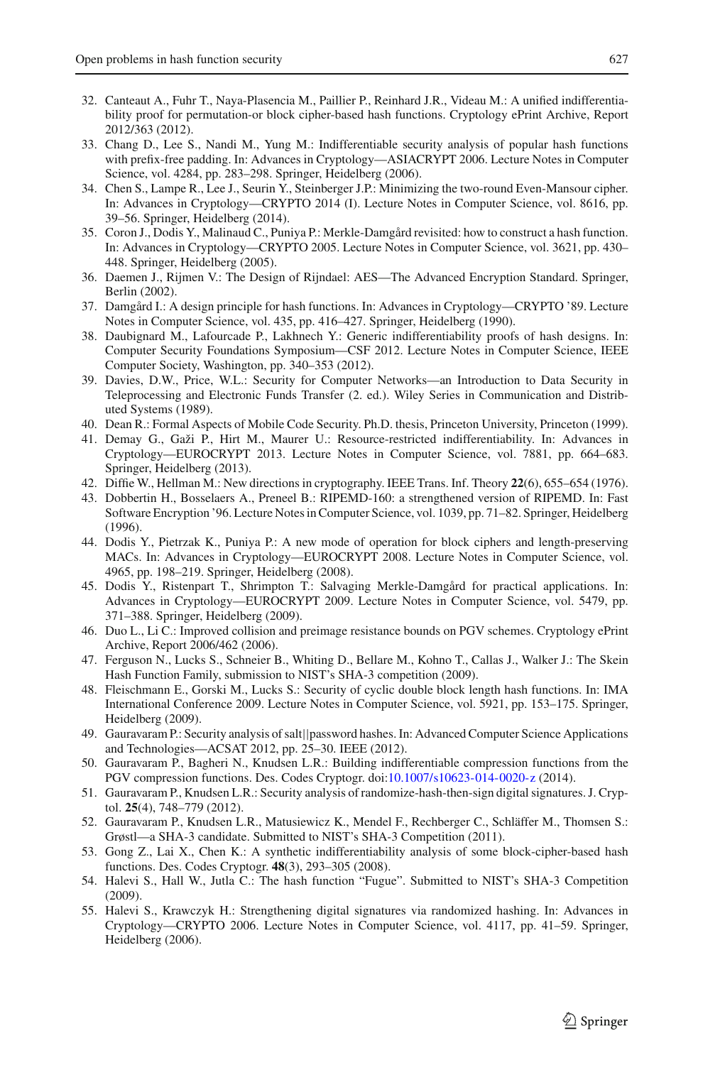32. Canteaut A., Fuhr T., Naya-Plasencia M., Paillier P., Reinhard J.R., Videau M.: A unified indifferentiability proof for permutation-or block cipher-based hash functions. Cryptology ePrint Archive, Report 2012/363 (2012).
33. Chang D., Lee S., Nandi M., Yung M.: Indifferentiable security analysis of popular hash functions with prefix-free padding. In: Advances in Cryptology—ASIACRYPT 2006. Lecture Notes in Computer Science, vol. 4284, pp. 283–298. Springer, Heidelberg (2006).
34. Chen S., Lampe R., Lee J., Seurin Y., Steinberger J.P.: Minimizing the two-round Even-Mansour cipher. In: Advances in Cryptology—CRYPTO 2014 (I). Lecture Notes in Computer Science, vol. 8616, pp. 39–56. Springer, Heidelberg (2014).
35. Coron J., Dodis Y., Malinaud C., Puniya P.: Merkle-Damgård revisited: how to construct a hash function. In: Advances in Cryptology—CRYPTO 2005. Lecture Notes in Computer Science, vol. 3621, pp. 430–448. Springer, Heidelberg (2005).
36. Daemen J., Rijmen V.: The Design of Rijndael: AES—The Advanced Encryption Standard. Springer, Berlin (2002).
37. Damgård I.: A design principle for hash functions. In: Advances in Cryptology—CRYPTO '89. Lecture Notes in Computer Science, vol. 435, pp. 416–427. Springer, Heidelberg (1990).
38. Daubignard M., Lafourcade P., Lakhnech Y.: Generic indifferentiability proofs of hash designs. In: Computer Security Foundations Symposium—CSF 2012. Lecture Notes in Computer Science, IEEE Computer Society, Washington, pp. 340–353 (2012).
39. Davies, D.W., Price, W.L.: Security for Computer Networks—an Introduction to Data Security in Teleprocessing and Electronic Funds Transfer (2. ed.). Wiley Series in Communication and Distributed Systems (1989).
40. Dean R.: Formal Aspects of Mobile Code Security. Ph.D. thesis, Princeton University, Princeton (1999).
41. Demay G., Gaži P., Hirt M., Maurer U.: Resource-restricted indifferentiability. In: Advances in Cryptology—EUROCRYPT 2013. Lecture Notes in Computer Science, vol. 7881, pp. 664–683. Springer, Heidelberg (2013).
42. Diffie W., Hellman M.: New directions in cryptography. IEEE Trans. Inf. Theory **22**(6), 655–654 (1976).
43. Dobbertin H., Bosselaers A., Preneel B.: RIPEMD-160: a strengthened version of RIPEMD. In: Fast Software Encryption '96. Lecture Notes in Computer Science, vol. 1039, pp. 71–82. Springer, Heidelberg (1996).
44. Dodis Y., Pietrzak K., Puniya P.: A new mode of operation for block ciphers and length-preserving MACs. In: Advances in Cryptology—EUROCRYPT 2008. Lecture Notes in Computer Science, vol. 4965, pp. 198–219. Springer, Heidelberg (2008).
45. Dodis Y., Ristenpart T., Shrimpton T.: Salvaging Merkle-Damgård for practical applications. In: Advances in Cryptology—EUROCRYPT 2009. Lecture Notes in Computer Science, vol. 5479, pp. 371–388. Springer, Heidelberg (2009).
46. Duo L., Li C.: Improved collision and preimage resistance bounds on PGV schemes. Cryptology ePrint Archive, Report 2006/462 (2006).
47. Ferguson N., Lucks S., Schneier B., Whiting D., Bellare M., Kohno T., Callas J., Walker J.: The Skein Hash Function Family, submission to NIST's SHA-3 competition (2009).
48. Fleischmann E., Gorski M., Lucks S.: Security of cyclic double block length hash functions. In: IMA International Conference 2009. Lecture Notes in Computer Science, vol. 5921, pp. 153–175. Springer, Heidelberg (2009).
49. Gauravaram P.: Security analysis of salt||password hashes. In: Advanced Computer Science Applications and Technologies—ACSAT 2012, pp. 25–30. IEEE (2012).
50. Gauravaram P., Bagheri N., Knudsen L.R.: Building indifferentiable compression functions from the PGV compression functions. Des. Codes Cryptogr. doi:10.1007/s10623-014-0020-z (2014).
51. Gauravaram P., Knudsen L.R.: Security analysis of randomize-hash-then-sign digital signatures. J. Cryptol. **25**(4), 748–779 (2012).
52. Gauravaram P., Knudsen L.R., Matusiewicz K., Mendel F., Rechberger C., Schläffer M., Thomsen S.: Grøstl—a SHA-3 candidate. Submitted to NIST's SHA-3 Competition (2011).
53. Gong Z., Lai X., Chen K.: A synthetic indifferentiability analysis of some block-cipher-based hash functions. Des. Codes Cryptogr. **48**(3), 293–305 (2008).
54. Halevi S., Hall W., Jutla C.: The hash function "Fugue". Submitted to NIST's SHA-3 Competition (2009).
55. Halevi S., Krawczyk H.: Strengthening digital signatures via randomized hashing. In: Advances in Cryptology—CRYPTO 2006. Lecture Notes in Computer Science, vol. 4117, pp. 41–59. Springer, Heidelberg (2006).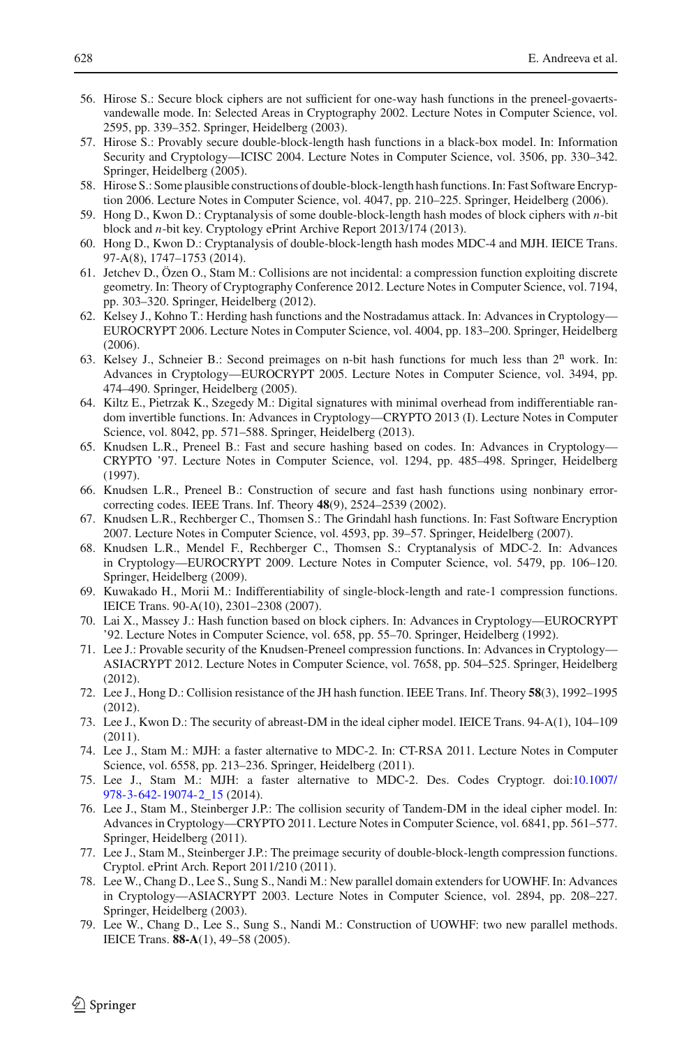56. Hirose S.: Secure block ciphers are not sufficient for one-way hash functions in the preneel-govaerts-vandewalle mode. In: Selected Areas in Cryptography 2002. Lecture Notes in Computer Science, vol. 2595, pp. 339–352. Springer, Heidelberg (2003).
57. Hirose S.: Provably secure double-block-length hash functions in a black-box model. In: Information Security and Cryptology—ICISC 2004. Lecture Notes in Computer Science, vol. 3506, pp. 330–342. Springer, Heidelberg (2005).
58. Hirose S.: Some plausible constructions of double-block-length hash functions. In: Fast Software Encryption 2006. Lecture Notes in Computer Science, vol. 4047, pp. 210–225. Springer, Heidelberg (2006).
59. Hong D., Kwon D.: Cryptanalysis of some double-block-length hash modes of block ciphers with $n$-bit block and $n$-bit key. Cryptology ePrint Archive Report 2013/174 (2013).
60. Hong D., Kwon D.: Cryptanalysis of double-block-length hash modes MDC-4 and MJH. IEICE Trans. 97-A(8), 1747–1753 (2014).
61. Jetchev D., Özen O., Stam M.: Collisions are not incidental: a compression function exploiting discrete geometry. In: Theory of Cryptography Conference 2012. Lecture Notes in Computer Science, vol. 7194, pp. 303–320. Springer, Heidelberg (2012).
62. Kelsey J., Kohno T.: Herding hash functions and the Nostradamus attack. In: Advances in Cryptology—EUROCRYPT 2006. Lecture Notes in Computer Science, vol. 4004, pp. 183–200. Springer, Heidelberg (2006).
63. Kelsey J., Schneier B.: Second preimages on n-bit hash functions for much less than $2^n$ work. In: Advances in Cryptology—EUROCRYPT 2005. Lecture Notes in Computer Science, vol. 3494, pp. 474–490. Springer, Heidelberg (2005).
64. Kiltz E., Pietrzak K., Szegedy M.: Digital signatures with minimal overhead from indifferentiable random invertible functions. In: Advances in Cryptology—CRYPTO 2013 (I). Lecture Notes in Computer Science, vol. 8042, pp. 571–588. Springer, Heidelberg (2013).
65. Knudsen L.R., Preneel B.: Fast and secure hashing based on codes. In: Advances in Cryptology—CRYPTO '97. Lecture Notes in Computer Science, vol. 1294, pp. 485–498. Springer, Heidelberg (1997).
66. Knudsen L.R., Preneel B.: Construction of secure and fast hash functions using nonbinary error-correcting codes. IEEE Trans. Inf. Theory **48**(9), 2524–2539 (2002).
67. Knudsen L.R., Rechberger C., Thomsen S.: The Grindahl hash functions. In: Fast Software Encryption 2007. Lecture Notes in Computer Science, vol. 4593, pp. 39–57. Springer, Heidelberg (2007).
68. Knudsen L.R., Mendel F., Rechberger C., Thomsen S.: Cryptanalysis of MDC-2. In: Advances in Cryptology—EUROCRYPT 2009. Lecture Notes in Computer Science, vol. 5479, pp. 106–120. Springer, Heidelberg (2009).
69. Kuwakado H., Morii M.: Indifferentiability of single-block-length and rate-1 compression functions. IEICE Trans. 90-A(10), 2301–2308 (2007).
70. Lai X., Massey J.: Hash function based on block ciphers. In: Advances in Cryptology—EUROCRYPT '92. Lecture Notes in Computer Science, vol. 658, pp. 55–70. Springer, Heidelberg (1992).
71. Lee J.: Provable security of the Knudsen-Preneel compression functions. In: Advances in Cryptology—ASIACRYPT 2012. Lecture Notes in Computer Science, vol. 7658, pp. 504–525. Springer, Heidelberg (2012).
72. Lee J., Hong D.: Collision resistance of the JH hash function. IEEE Trans. Inf. Theory **58**(3), 1992–1995 (2012).
73. Lee J., Kwon D.: The security of abreast-DM in the ideal cipher model. IEICE Trans. 94-A(1), 104–109 (2011).
74. Lee J., Stam M.: MJH: a faster alternative to MDC-2. In: CT-RSA 2011. Lecture Notes in Computer Science, vol. 6558, pp. 213–236. Springer, Heidelberg (2011).
75. Lee J., Stam M.: MJH: a faster alternative to MDC-2. Des. Codes Cryptogr. doi:10.1007/978-3-642-19074-2_15 (2014).
76. Lee J., Stam M., Steinberger J.P.: The collision security of Tandem-DM in the ideal cipher model. In: Advances in Cryptology—CRYPTO 2011. Lecture Notes in Computer Science, vol. 6841, pp. 561–577. Springer, Heidelberg (2011).
77. Lee J., Stam M., Steinberger J.P.: The preimage security of double-block-length compression functions. Cryptol. ePrint Arch. Report 2011/210 (2011).
78. Lee W., Chang D., Lee S., Sung S., Nandi M.: New parallel domain extenders for UOWHF. In: Advances in Cryptology—ASIACRYPT 2003. Lecture Notes in Computer Science, vol. 2894, pp. 208–227. Springer, Heidelberg (2003).
79. Lee W., Chang D., Lee S., Sung S., Nandi M.: Construction of UOWHF: two new parallel methods. IEICE Trans. **88-A**(1), 49–58 (2005).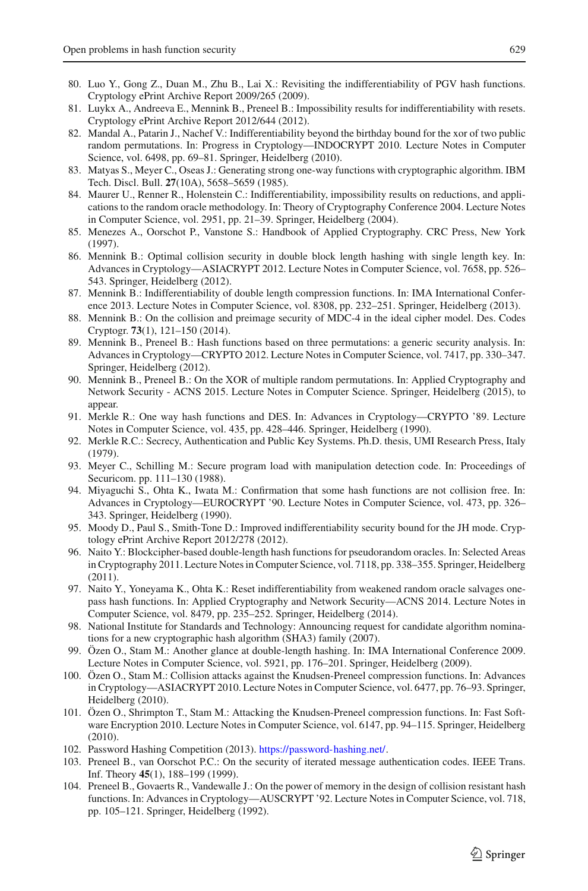80. Luo Y., Gong Z., Duan M., Zhu B., Lai X.: Revisiting the indifferentiability of PGV hash functions. Cryptology ePrint Archive Report 2009/265 (2009).
81. Luykx A., Andreeva E., Mennink B., Preneel B.: Impossibility results for indifferentiability with resets. Cryptology ePrint Archive Report 2012/644 (2012).
82. Mandal A., Patarin J., Nachef V.: Indifferentiability beyond the birthday bound for the xor of two public random permutations. In: Progress in Cryptology—INDOCRYPT 2010. Lecture Notes in Computer Science, vol. 6498, pp. 69–81. Springer, Heidelberg (2010).
83. Matyas S., Meyer C., Oseas J.: Generating strong one-way functions with cryptographic algorithm. IBM Tech. Discl. Bull. **27**(10A), 5658–5659 (1985).
84. Maurer U., Renner R., Holenstein C.: Indifferentiability, impossibility results on reductions, and applications to the random oracle methodology. In: Theory of Cryptography Conference 2004. Lecture Notes in Computer Science, vol. 2951, pp. 21–39. Springer, Heidelberg (2004).
85. Menezes A., Oorschot P., Vanstone S.: Handbook of Applied Cryptography. CRC Press, New York (1997).
86. Mennink B.: Optimal collision security in double block length hashing with single length key. In: Advances in Cryptology—ASIACRYPT 2012. Lecture Notes in Computer Science, vol. 7658, pp. 526–543. Springer, Heidelberg (2012).
87. Mennink B.: Indifferentiability of double length compression functions. In: IMA International Conference 2013. Lecture Notes in Computer Science, vol. 8308, pp. 232–251. Springer, Heidelberg (2013).
88. Mennink B.: On the collision and preimage security of MDC-4 in the ideal cipher model. Des. Codes Cryptogr. **73**(1), 121–150 (2014).
89. Mennink B., Preneel B.: Hash functions based on three permutations: a generic security analysis. In: Advances in Cryptology—CRYPTO 2012. Lecture Notes in Computer Science, vol. 7417, pp. 330–347. Springer, Heidelberg (2012).
90. Mennink B., Preneel B.: On the XOR of multiple random permutations. In: Applied Cryptography and Network Security - ACNS 2015. Lecture Notes in Computer Science. Springer, Heidelberg (2015), to appear.
91. Merkle R.: One way hash functions and DES. In: Advances in Cryptology—CRYPTO '89. Lecture Notes in Computer Science, vol. 435, pp. 428–446. Springer, Heidelberg (1990).
92. Merkle R.C.: Secrecy, Authentication and Public Key Systems. Ph.D. thesis, UMI Research Press, Italy (1979).
93. Meyer C., Schilling M.: Secure program load with manipulation detection code. In: Proceedings of Securicom. pp. 111–130 (1988).
94. Miyaguchi S., Ohta K., Iwata M.: Confirmation that some hash functions are not collision free. In: Advances in Cryptology—EUROCRYPT '90. Lecture Notes in Computer Science, vol. 473, pp. 326–343. Springer, Heidelberg (1990).
95. Moody D., Paul S., Smith-Tone D.: Improved indifferentiability security bound for the JH mode. Cryptology ePrint Archive Report 2012/278 (2012).
96. Naito Y.: Blockcipher-based double-length hash functions for pseudorandom oracles. In: Selected Areas in Cryptography 2011. Lecture Notes in Computer Science, vol. 7118, pp. 338–355. Springer, Heidelberg (2011).
97. Naito Y., Yoneyama K., Ohta K.: Reset indifferentiability from weakened random oracle salvages one-pass hash functions. In: Applied Cryptography and Network Security—ACNS 2014. Lecture Notes in Computer Science, vol. 8479, pp. 235–252. Springer, Heidelberg (2014).
98. National Institute for Standards and Technology: Announcing request for candidate algorithm nominations for a new cryptographic hash algorithm (SHA3) family (2007).
99. Özen O., Stam M.: Another glance at double-length hashing. In: IMA International Conference 2009. Lecture Notes in Computer Science, vol. 5921, pp. 176–201. Springer, Heidelberg (2009).
100. Özen O., Stam M.: Collision attacks against the Knudsen-Preneel compression functions. In: Advances in Cryptology—ASIACRYPT 2010. Lecture Notes in Computer Science, vol. 6477, pp. 76–93. Springer, Heidelberg (2010).
101. Özen O., Shrimpton T., Stam M.: Attacking the Knudsen-Preneel compression functions. In: Fast Software Encryption 2010. Lecture Notes in Computer Science, vol. 6147, pp. 94–115. Springer, Heidelberg (2010).
102. Password Hashing Competition (2013). https://password-hashing.net/.
103. Preneel B., van Oorschot P.C.: On the security of iterated message authentication codes. IEEE Trans. Inf. Theory **45**(1), 188–199 (1999).
104. Preneel B., Govaerts R., Vandewalle J.: On the power of memory in the design of collision resistant hash functions. In: Advances in Cryptology—AUSCRYPT '92. Lecture Notes in Computer Science, vol. 718, pp. 105–121. Springer, Heidelberg (1992).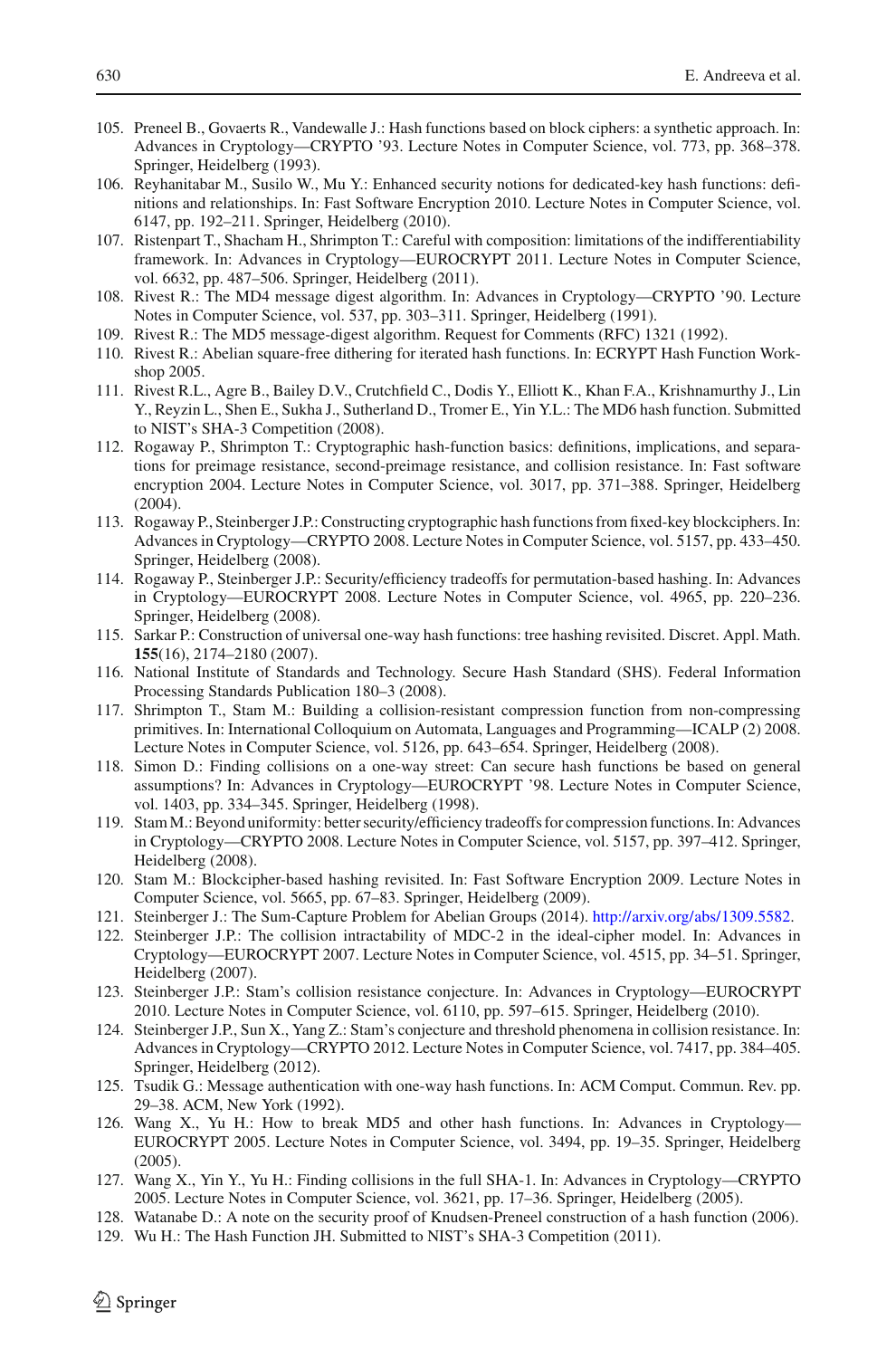105. Preneel B., Govaerts R., Vandewalle J.: Hash functions based on block ciphers: a synthetic approach. In: Advances in Cryptology—CRYPTO '93. Lecture Notes in Computer Science, vol. 773, pp. 368–378. Springer, Heidelberg (1993).
106. Reyhanitabar M., Susilo W., Mu Y.: Enhanced security notions for dedicated-key hash functions: definitions and relationships. In: Fast Software Encryption 2010. Lecture Notes in Computer Science, vol. 6147, pp. 192–211. Springer, Heidelberg (2010).
107. Ristenpart T., Shacham H., Shrimpton T.: Careful with composition: limitations of the indifferentiability framework. In: Advances in Cryptology—EUROCRYPT 2011. Lecture Notes in Computer Science, vol. 6632, pp. 487–506. Springer, Heidelberg (2011).
108. Rivest R.: The MD4 message digest algorithm. In: Advances in Cryptology—CRYPTO '90. Lecture Notes in Computer Science, vol. 537, pp. 303–311. Springer, Heidelberg (1991).
109. Rivest R.: The MD5 message-digest algorithm. Request for Comments (RFC) 1321 (1992).
110. Rivest R.: Abelian square-free dithering for iterated hash functions. In: ECRYPT Hash Function Workshop 2005.
111. Rivest R.L., Agre B., Bailey D.V., Crutchfield C., Dodis Y., Elliott K., Khan F.A., Krishnamurthy J., Lin Y., Reyzin L., Shen E., Sukha J., Sutherland D., Tromer E., Yin Y.L.: The MD6 hash function. Submitted to NIST's SHA-3 Competition (2008).
112. Rogaway P., Shrimpton T.: Cryptographic hash-function basics: definitions, implications, and separations for preimage resistance, second-preimage resistance, and collision resistance. In: Fast software encryption 2004. Lecture Notes in Computer Science, vol. 3017, pp. 371–388. Springer, Heidelberg (2004).
113. Rogaway P., Steinberger J.P.: Constructing cryptographic hash functions from fixed-key blockciphers. In: Advances in Cryptology—CRYPTO 2008. Lecture Notes in Computer Science, vol. 5157, pp. 433–450. Springer, Heidelberg (2008).
114. Rogaway P., Steinberger J.P.: Security/efficiency tradeoffs for permutation-based hashing. In: Advances in Cryptology—EUROCRYPT 2008. Lecture Notes in Computer Science, vol. 4965, pp. 220–236. Springer, Heidelberg (2008).
115. Sarkar P.: Construction of universal one-way hash functions: tree hashing revisited. Discret. Appl. Math. **155**(16), 2174–2180 (2007).
116. National Institute of Standards and Technology. Secure Hash Standard (SHS). Federal Information Processing Standards Publication 180–3 (2008).
117. Shrimpton T., Stam M.: Building a collision-resistant compression function from non-compressing primitives. In: International Colloquium on Automata, Languages and Programming—ICALP (2) 2008. Lecture Notes in Computer Science, vol. 5126, pp. 643–654. Springer, Heidelberg (2008).
118. Simon D.: Finding collisions on a one-way street: Can secure hash functions be based on general assumptions? In: Advances in Cryptology—EUROCRYPT '98. Lecture Notes in Computer Science, vol. 1403, pp. 334–345. Springer, Heidelberg (1998).
119. Stam M.: Beyond uniformity: better security/efficiency tradeoffs for compression functions. In: Advances in Cryptology—CRYPTO 2008. Lecture Notes in Computer Science, vol. 5157, pp. 397–412. Springer, Heidelberg (2008).
120. Stam M.: Blockcipher-based hashing revisited. In: Fast Software Encryption 2009. Lecture Notes in Computer Science, vol. 5665, pp. 67–83. Springer, Heidelberg (2009).
121. Steinberger J.: The Sum-Capture Problem for Abelian Groups (2014). http://arxiv.org/abs/1309.5582.
122. Steinberger J.P.: The collision intractability of MDC-2 in the ideal-cipher model. In: Advances in Cryptology—EUROCRYPT 2007. Lecture Notes in Computer Science, vol. 4515, pp. 34–51. Springer, Heidelberg (2007).
123. Steinberger J.P.: Stam's collision resistance conjecture. In: Advances in Cryptology—EUROCRYPT 2010. Lecture Notes in Computer Science, vol. 6110, pp. 597–615. Springer, Heidelberg (2010).
124. Steinberger J.P., Sun X., Yang Z.: Stam's conjecture and threshold phenomena in collision resistance. In: Advances in Cryptology—CRYPTO 2012. Lecture Notes in Computer Science, vol. 7417, pp. 384–405. Springer, Heidelberg (2012).
125. Tsudik G.: Message authentication with one-way hash functions. In: ACM Comput. Commun. Rev. pp. 29–38. ACM, New York (1992).
126. Wang X., Yu H.: How to break MD5 and other hash functions. In: Advances in Cryptology—EUROCRYPT 2005. Lecture Notes in Computer Science, vol. 3494, pp. 19–35. Springer, Heidelberg (2005).
127. Wang X., Yin Y., Yu H.: Finding collisions in the full SHA-1. In: Advances in Cryptology—CRYPTO 2005. Lecture Notes in Computer Science, vol. 3621, pp. 17–36. Springer, Heidelberg (2005).
128. Watanabe D.: A note on the security proof of Knudsen-Preneel construction of a hash function (2006).
129. Wu H.: The Hash Function JH. Submitted to NIST's SHA-3 Competition (2011).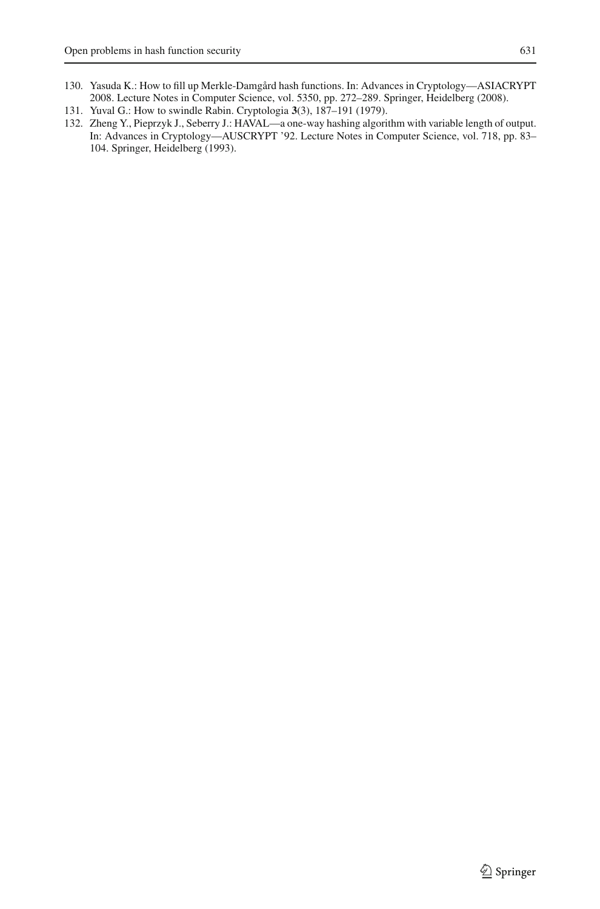130. Yasuda K.: How to fill up Merkle-Damgård hash functions. In: Advances in Cryptology—ASIACRYPT 2008. Lecture Notes in Computer Science, vol. 5350, pp. 272–289. Springer, Heidelberg (2008).
131. Yuval G.: How to swindle Rabin. Cryptologia **3**(3), 187–191 (1979).
132. Zheng Y., Pieprzyk J., Seberry J.: HAVAL—a one-way hashing algorithm with variable length of output. In: Advances in Cryptology—AUSCRYPT '92. Lecture Notes in Computer Science, vol. 718, pp. 83–104. Springer, Heidelberg (1993).